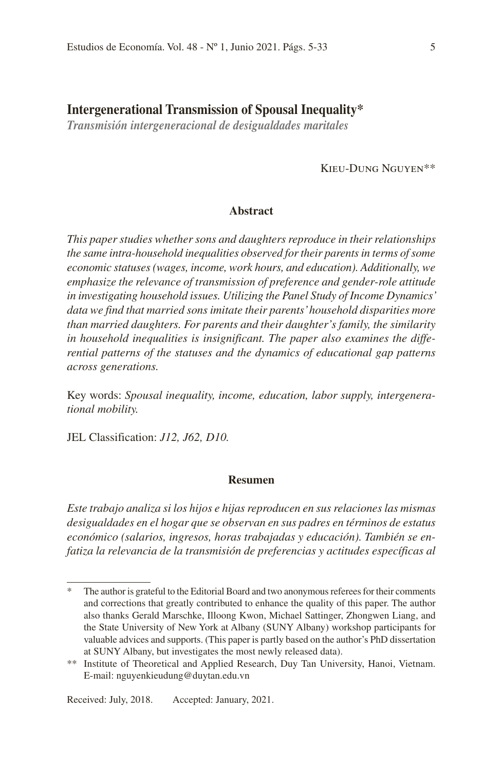# Intergenerational Transmission of Spousal Inequality*

*Transmisión intergeneracional de desigualdades maritales*

Kieu-Dung Nguyen**

## Abstract

*This paper studies whether sons and daughters reproduce in their relationships the same intra-household inequalities observed for their parents in terms of some economic statuses (wages, income, work hours, and education). Additionally, we emphasize the relevance of transmission of preference and gender-role attitude in investigating household issues. Utilizing the Panel Study of Income Dynamics' data we find that married sons imitate their parents' household disparities more than married daughters. For parents and their daughter's family, the similarity in household inequalities is insignificant. The paper also examines the differential patterns of the statuses and the dynamics of educational gap patterns across generations.*

Key words: *Spousal inequality, income, education, labor supply, intergenerational mobility.*

JEL Classification: *J12, J62, D10.*

## Resumen

*Este trabajo analiza si los hijos e hijas reproducen en sus relaciones las mismas desigualdades en el hogar que se observan en sus padres en términos de estatus económico (salarios, ingresos, horas trabajadas y educación). También se enfatiza la relevancia de la transmisión de preferencias y actitudes específicas al*

---

\* The author is grateful to the Editorial Board and two anonymous referees for their comments and corrections that greatly contributed to enhance the quality of this paper. The author also thanks Gerald Marschke, Illoong Kwon, Michael Sattinger, Zhongwen Liang, and the State University of New York at Albany (SUNY Albany) workshop participants for valuable advices and supports. (This paper is partly based on the author's PhD dissertation at SUNY Albany, but investigates the most newly released data).

\*\* Institute of Theoretical and Applied Research, Duy Tan University, Hanoi, Vietnam. E-mail: nguyenkieudung@duytan.edu.vn

Received: July, 2018. Accepted: January, 2021.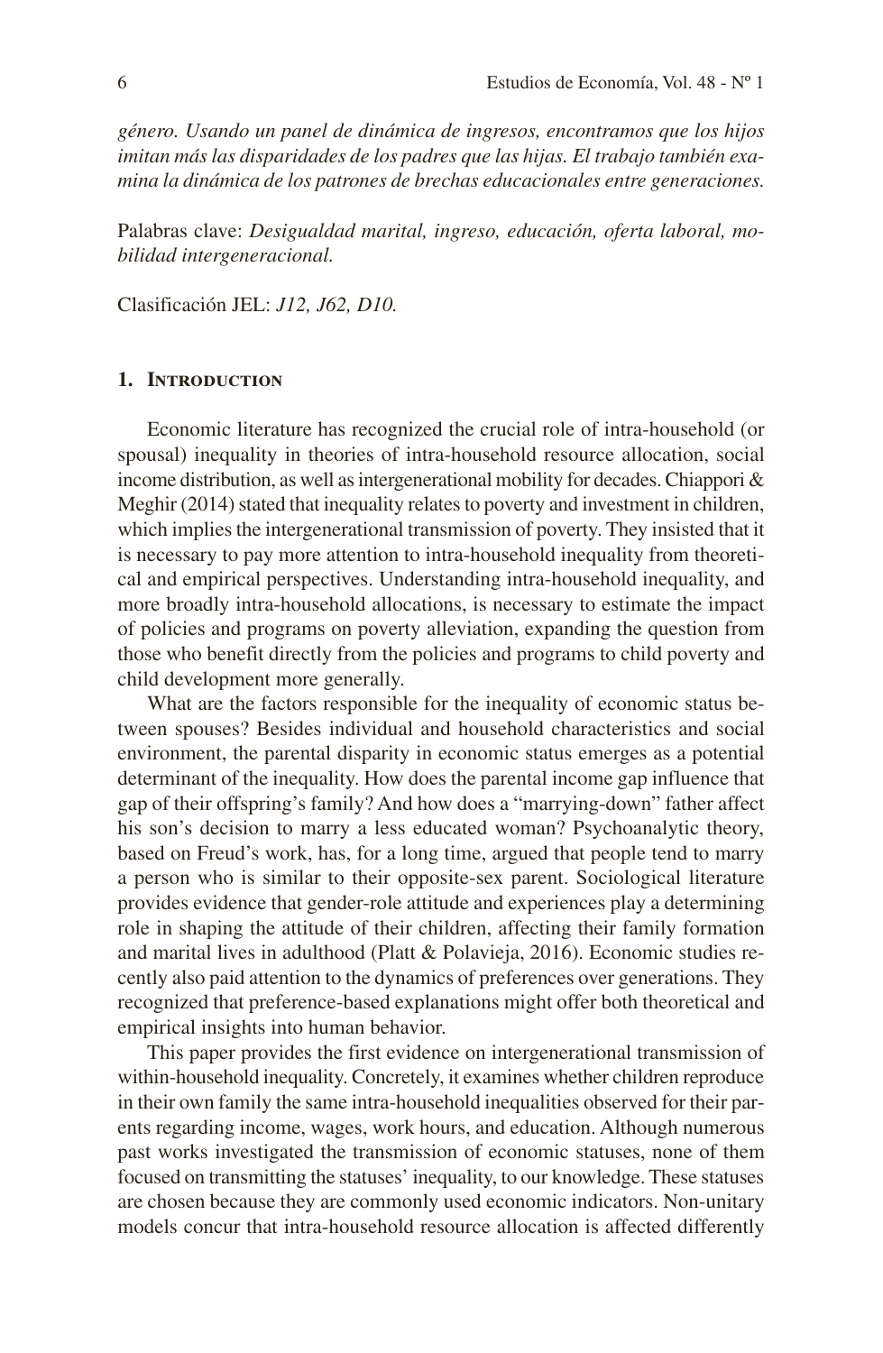*género. Usando un panel de dinámica de ingresos, encontramos que los hijos imitan más las disparidades de los padres que las hijas. El trabajo también examina la dinámica de los patrones de brechas educacionales entre generaciones.*

Palabras clave: *Desigualdad marital, ingreso, educación, oferta laboral, movilidad intergeneracional.*

Clasificación JEL: *J12, J62, D10.*

## 1. Introduction

Economic literature has recognized the crucial role of intra-household (or spousal) inequality in theories of intra-household resource allocation, social income distribution, as well as intergenerational mobility for decades. Chiappori & Meghir (2014) stated that inequality relates to poverty and investment in children, which implies the intergenerational transmission of poverty. They insisted that it is necessary to pay more attention to intra-household inequality from theoretical and empirical perspectives. Understanding intra-household inequality, and more broadly intra-household allocations, is necessary to estimate the impact of policies and programs on poverty alleviation, expanding the question from those who benefit directly from the policies and programs to child poverty and child development more generally.

What are the factors responsible for the inequality of economic status between spouses? Besides individual and household characteristics and social environment, the parental disparity in economic status emerges as a potential determinant of the inequality. How does the parental income gap influence that gap of their offspring's family? And how does a "marrying-down" father affect his son's decision to marry a less educated woman? Psychoanalytic theory, based on Freud's work, has, for a long time, argued that people tend to marry a person who is similar to their opposite-sex parent. Sociological literature provides evidence that gender-role attitude and experiences play a determining role in shaping the attitude of their children, affecting their family formation and marital lives in adulthood (Platt & Polavieja, 2016). Economic studies recently also paid attention to the dynamics of preferences over generations. They recognized that preference-based explanations might offer both theoretical and empirical insights into human behavior.

This paper provides the first evidence on intergenerational transmission of within-household inequality. Concretely, it examines whether children reproduce in their own family the same intra-household inequalities observed for their parents regarding income, wages, work hours, and education. Although numerous past works investigated the transmission of economic statuses, none of them focused on transmitting the statuses' inequality, to our knowledge. These statuses are chosen because they are commonly used economic indicators. Non-unitary models concur that intra-household resource allocation is affected differently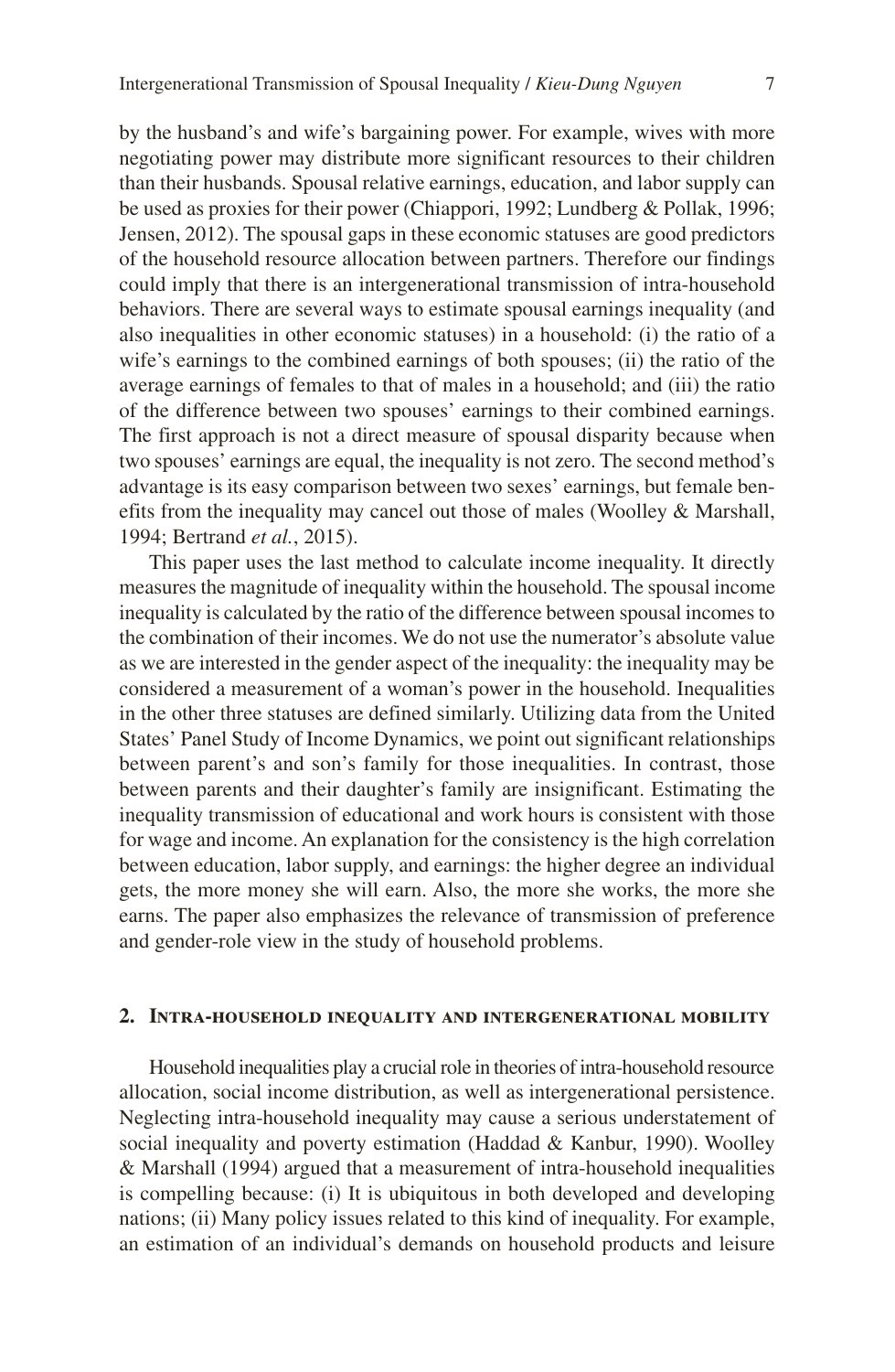by the husband's and wife's bargaining power. For example, wives with more negotiating power may distribute more significant resources to their children than their husbands. Spousal relative earnings, education, and labor supply can be used as proxies for their power (Chiappori, 1992; Lundberg & Pollak, 1996; Jensen, 2012). The spousal gaps in these economic statuses are good predictors of the household resource allocation between partners. Therefore our findings could imply that there is an intergenerational transmission of intra-household behaviors. There are several ways to estimate spousal earnings inequality (and also inequalities in other economic statuses) in a household: (i) the ratio of a wife's earnings to the combined earnings of both spouses; (ii) the ratio of the average earnings of females to that of males in a household; and (iii) the ratio of the difference between two spouses' earnings to their combined earnings. The first approach is not a direct measure of spousal disparity because when two spouses' earnings are equal, the inequality is not zero. The second method's advantage is its easy comparison between two sexes' earnings, but female benefits from the inequality may cancel out those of males (Woolley & Marshall, 1994; Bertrand *et al.*, 2015).

This paper uses the last method to calculate income inequality. It directly measures the magnitude of inequality within the household. The spousal income inequality is calculated by the ratio of the difference between spousal incomes to the combination of their incomes. We do not use the numerator's absolute value as we are interested in the gender aspect of the inequality: the inequality may be considered a measurement of a woman's power in the household. Inequalities in the other three statuses are defined similarly. Utilizing data from the United States' Panel Study of Income Dynamics, we point out significant relationships between parent's and son's family for those inequalities. In contrast, those between parents and their daughter's family are insignificant. Estimating the inequality transmission of educational and work hours is consistent with those for wage and income. An explanation for the consistency is the high correlation between education, labor supply, and earnings: the higher degree an individual gets, the more money she will earn. Also, the more she works, the more she earns. The paper also emphasizes the relevance of transmission of preference and gender-role view in the study of household problems.

## 2. Intra-household inequality and intergenerational mobility

Household inequalities play a crucial role in theories of intra-household resource allocation, social income distribution, as well as intergenerational persistence. Neglecting intra-household inequality may cause a serious understatement of social inequality and poverty estimation (Haddad & Kanbur, 1990). Woolley & Marshall (1994) argued that a measurement of intra-household inequalities is compelling because: (i) It is ubiquitous in both developed and developing nations; (ii) Many policy issues related to this kind of inequality. For example, an estimation of an individual's demands on household products and leisure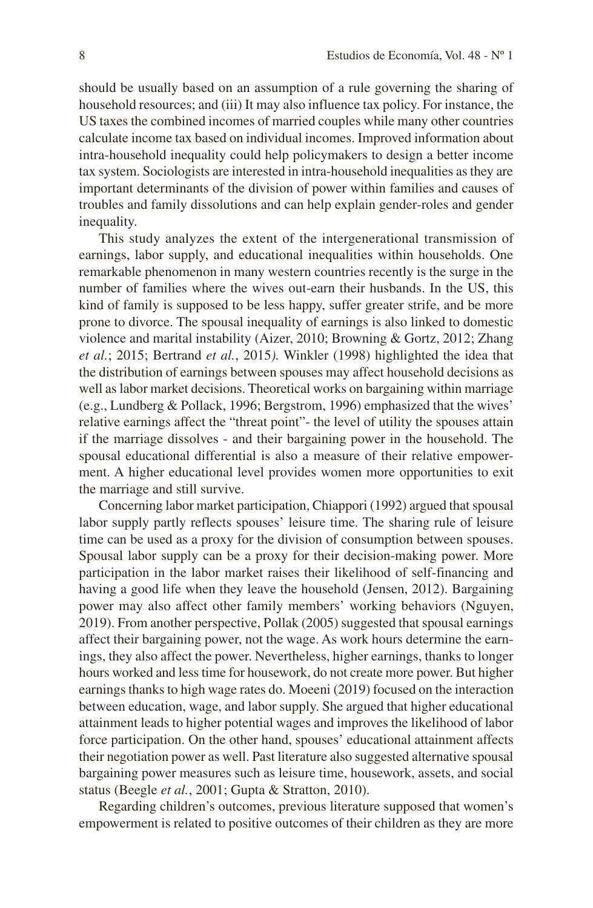should be usually based on an assumption of a rule governing the sharing of household resources; and (iii) It may also influence tax policy. For instance, the US taxes the combined incomes of married couples while many other countries calculate income tax based on individual incomes. Improved information about intra-household inequality could help policymakers to design a better income tax system. Sociologists are interested in intra-household inequalities as they are important determinants of the division of power within families and causes of troubles and family dissolutions and can help explain gender-roles and gender inequality.

This study analyzes the extent of the intergenerational transmission of earnings, labor supply, and educational inequalities within households. One remarkable phenomenon in many western countries recently is the surge in the number of families where the wives out-earn their husbands. In the US, this kind of family is supposed to be less happy, suffer greater strife, and be more prone to divorce. The spousal inequality of earnings is also linked to domestic violence and marital instability (Aizer, 2010; Browning & Gortz, 2012; Zhang *et al.*; 2015; Bertrand *et al.*, 2015*).* Winkler (1998) highlighted the idea that the distribution of earnings between spouses may affect household decisions as well as labor market decisions. Theoretical works on bargaining within marriage (e.g., Lundberg & Pollack, 1996; Bergstrom, 1996) emphasized that the wives' relative earnings affect the "threat point"- the level of utility the spouses attain if the marriage dissolves - and their bargaining power in the household. The spousal educational differential is also a measure of their relative empowerment. A higher educational level provides women more opportunities to exit the marriage and still survive.

Concerning labor market participation, Chiappori (1992) argued that spousal labor supply partly reflects spouses' leisure time. The sharing rule of leisure time can be used as a proxy for the division of consumption between spouses. Spousal labor supply can be a proxy for their decision-making power. More participation in the labor market raises their likelihood of self-financing and having a good life when they leave the household (Jensen, 2012). Bargaining power may also affect other family members' working behaviors (Nguyen, 2019). From another perspective, Pollak (2005) suggested that spousal earnings affect their bargaining power, not the wage. As work hours determine the earnings, they also affect the power. Nevertheless, higher earnings, thanks to longer hours worked and less time for housework, do not create more power. But higher earnings thanks to high wage rates do. Moeeni (2019) focused on the interaction between education, wage, and labor supply. She argued that higher educational attainment leads to higher potential wages and improves the likelihood of labor force participation. On the other hand, spouses' educational attainment affects their negotiation power as well. Past literature also suggested alternative spousal bargaining power measures such as leisure time, housework, assets, and social status (Beegle *et al.*, 2001; Gupta & Stratton, 2010).

Regarding children's outcomes, previous literature supposed that women's empowerment is related to positive outcomes of their children as they are more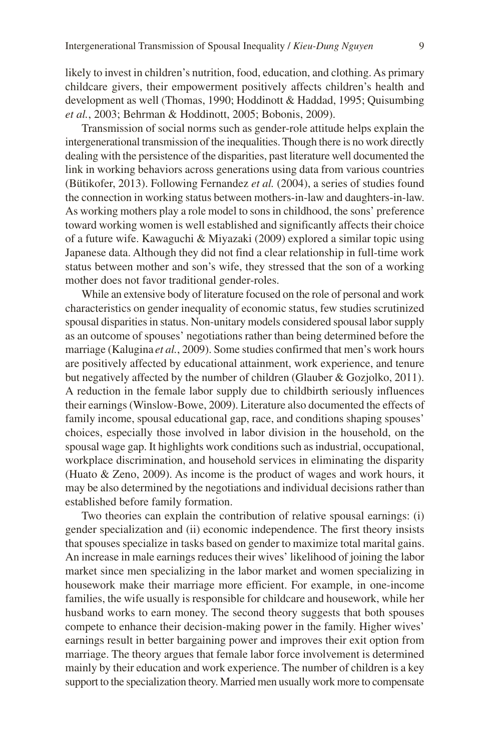likely to invest in children's nutrition, food, education, and clothing. As primary childcare givers, their empowerment positively affects children's health and development as well (Thomas, 1990; Hoddinott & Haddad, 1995; Quisumbing *et al.*, 2003; Behrman & Hoddinott, 2005; Bobonis, 2009).

Transmission of social norms such as gender-role attitude helps explain the intergenerational transmission of the inequalities. Though there is no work directly dealing with the persistence of the disparities, past literature well documented the link in working behaviors across generations using data from various countries (Bütikofer, 2013). Following Fernandez *et al.* (2004), a series of studies found the connection in working status between mothers-in-law and daughters-in-law. As working mothers play a role model to sons in childhood, the sons' preference toward working women is well established and significantly affects their choice of a future wife. Kawaguchi & Miyazaki (2009) explored a similar topic using Japanese data. Although they did not find a clear relationship in full-time work status between mother and son's wife, they stressed that the son of a working mother does not favor traditional gender-roles.

While an extensive body of literature focused on the role of personal and work characteristics on gender inequality of economic status, few studies scrutinized spousal disparities in status. Non-unitary models considered spousal labor supply as an outcome of spouses' negotiations rather than being determined before the marriage (Kalugina *et al.*, 2009). Some studies confirmed that men's work hours are positively affected by educational attainment, work experience, and tenure but negatively affected by the number of children (Glauber & Gozjolko, 2011). A reduction in the female labor supply due to childbirth seriously influences their earnings (Winslow-Bowe, 2009). Literature also documented the effects of family income, spousal educational gap, race, and conditions shaping spouses' choices, especially those involved in labor division in the household, on the spousal wage gap. It highlights work conditions such as industrial, occupational, workplace discrimination, and household services in eliminating the disparity (Huato & Zeno, 2009). As income is the product of wages and work hours, it may be also determined by the negotiations and individual decisions rather than established before family formation.

Two theories can explain the contribution of relative spousal earnings: (i) gender specialization and (ii) economic independence. The first theory insists that spouses specialize in tasks based on gender to maximize total marital gains. An increase in male earnings reduces their wives' likelihood of joining the labor market since men specializing in the labor market and women specializing in housework make their marriage more efficient. For example, in one-income families, the wife usually is responsible for childcare and housework, while her husband works to earn money. The second theory suggests that both spouses compete to enhance their decision-making power in the family. Higher wives' earnings result in better bargaining power and improves their exit option from marriage. The theory argues that female labor force involvement is determined mainly by their education and work experience. The number of children is a key support to the specialization theory. Married men usually work more to compensate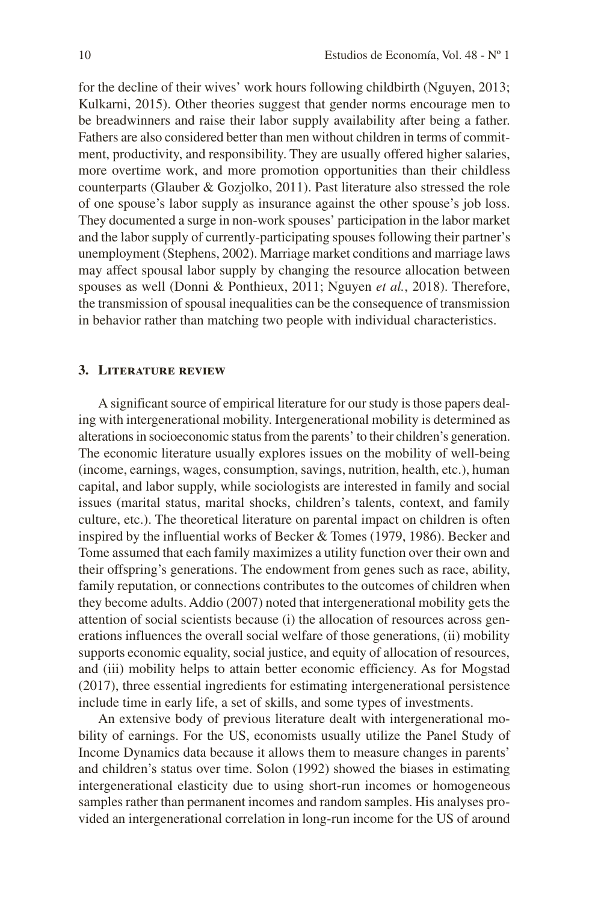for the decline of their wives' work hours following childbirth (Nguyen, 2013; Kulkarni, 2015). Other theories suggest that gender norms encourage men to be breadwinners and raise their labor supply availability after being a father. Fathers are also considered better than men without children in terms of commitment, productivity, and responsibility. They are usually offered higher salaries, more overtime work, and more promotion opportunities than their childless counterparts (Glauber & Gozjolko, 2011). Past literature also stressed the role of one spouse's labor supply as insurance against the other spouse's job loss. They documented a surge in non-work spouses' participation in the labor market and the labor supply of currently-participating spouses following their partner's unemployment (Stephens, 2002). Marriage market conditions and marriage laws may affect spousal labor supply by changing the resource allocation between spouses as well (Donni & Ponthieux, 2011; Nguyen *et al.*, 2018). Therefore, the transmission of spousal inequalities can be the consequence of transmission in behavior rather than matching two people with individual characteristics.

## 3. Literature review

A significant source of empirical literature for our study is those papers dealing with intergenerational mobility. Intergenerational mobility is determined as alterations in socioeconomic status from the parents' to their children's generation. The economic literature usually explores issues on the mobility of well-being (income, earnings, wages, consumption, savings, nutrition, health, etc.), human capital, and labor supply, while sociologists are interested in family and social issues (marital status, marital shocks, children's talents, context, and family culture, etc.). The theoretical literature on parental impact on children is often inspired by the influential works of Becker & Tomes (1979, 1986). Becker and Tome assumed that each family maximizes a utility function over their own and their offspring's generations. The endowment from genes such as race, ability, family reputation, or connections contributes to the outcomes of children when they become adults. Addio (2007) noted that intergenerational mobility gets the attention of social scientists because (i) the allocation of resources across generations influences the overall social welfare of those generations, (ii) mobility supports economic equality, social justice, and equity of allocation of resources, and (iii) mobility helps to attain better economic efficiency. As for Mogstad (2017), three essential ingredients for estimating intergenerational persistence include time in early life, a set of skills, and some types of investments.

An extensive body of previous literature dealt with intergenerational mobility of earnings. For the US, economists usually utilize the Panel Study of Income Dynamics data because it allows them to measure changes in parents' and children's status over time. Solon (1992) showed the biases in estimating intergenerational elasticity due to using short-run incomes or homogeneous samples rather than permanent incomes and random samples. His analyses provided an intergenerational correlation in long-run income for the US of around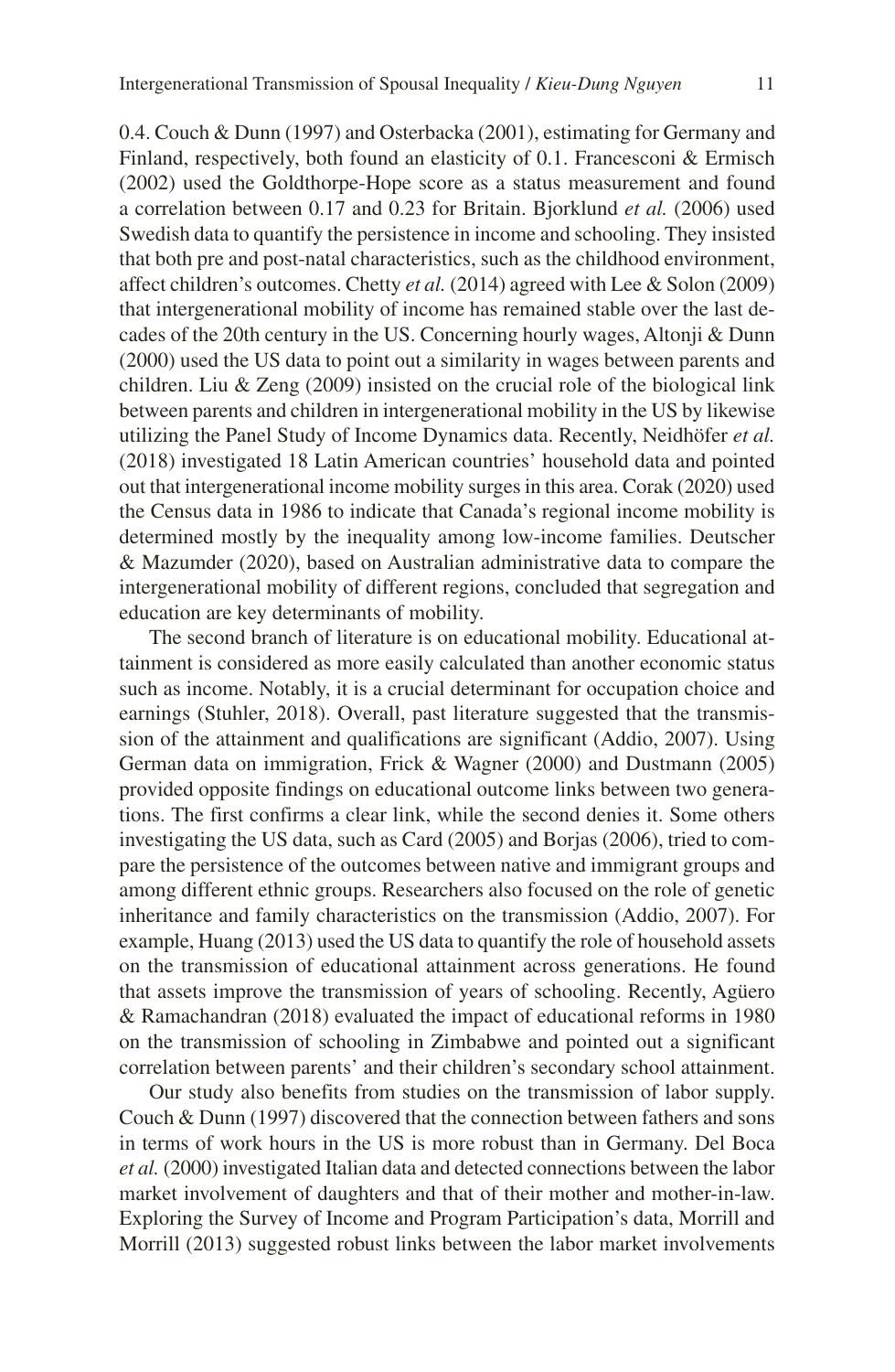0.4. Couch & Dunn (1997) and Osterbacka (2001), estimating for Germany and Finland, respectively, both found an elasticity of 0.1. Francesconi & Ermisch (2002) used the Goldthorpe-Hope score as a status measurement and found a correlation between 0.17 and 0.23 for Britain. Bjorklund *et al.* (2006) used Swedish data to quantify the persistence in income and schooling. They insisted that both pre and post-natal characteristics, such as the childhood environment, affect children's outcomes. Chetty *et al.* (2014) agreed with Lee & Solon (2009) that intergenerational mobility of income has remained stable over the last decades of the 20th century in the US. Concerning hourly wages, Altonji & Dunn (2000) used the US data to point out a similarity in wages between parents and children. Liu & Zeng (2009) insisted on the crucial role of the biological link between parents and children in intergenerational mobility in the US by likewise utilizing the Panel Study of Income Dynamics data. Recently, Neidhöfer *et al.* (2018) investigated 18 Latin American countries' household data and pointed out that intergenerational income mobility surges in this area. Corak (2020) used the Census data in 1986 to indicate that Canada's regional income mobility is determined mostly by the inequality among low-income families. Deutscher & Mazumder (2020), based on Australian administrative data to compare the intergenerational mobility of different regions, concluded that segregation and education are key determinants of mobility.

The second branch of literature is on educational mobility. Educational attainment is considered as more easily calculated than another economic status such as income. Notably, it is a crucial determinant for occupation choice and earnings (Stuhler, 2018). Overall, past literature suggested that the transmission of the attainment and qualifications are significant (Addio, 2007). Using German data on immigration, Frick & Wagner (2000) and Dustmann (2005) provided opposite findings on educational outcome links between two generations. The first confirms a clear link, while the second denies it. Some others investigating the US data, such as Card (2005) and Borjas (2006), tried to compare the persistence of the outcomes between native and immigrant groups and among different ethnic groups. Researchers also focused on the role of genetic inheritance and family characteristics on the transmission (Addio, 2007). For example, Huang (2013) used the US data to quantify the role of household assets on the transmission of educational attainment across generations. He found that assets improve the transmission of years of schooling. Recently, Agüero & Ramachandran (2018) evaluated the impact of educational reforms in 1980 on the transmission of schooling in Zimbabwe and pointed out a significant correlation between parents' and their children's secondary school attainment.

Our study also benefits from studies on the transmission of labor supply. Couch & Dunn (1997) discovered that the connection between fathers and sons in terms of work hours in the US is more robust than in Germany. Del Boca *et al.* (2000) investigated Italian data and detected connections between the labor market involvement of daughters and that of their mother and mother-in-law. Exploring the Survey of Income and Program Participation's data, Morrill and Morrill (2013) suggested robust links between the labor market involvements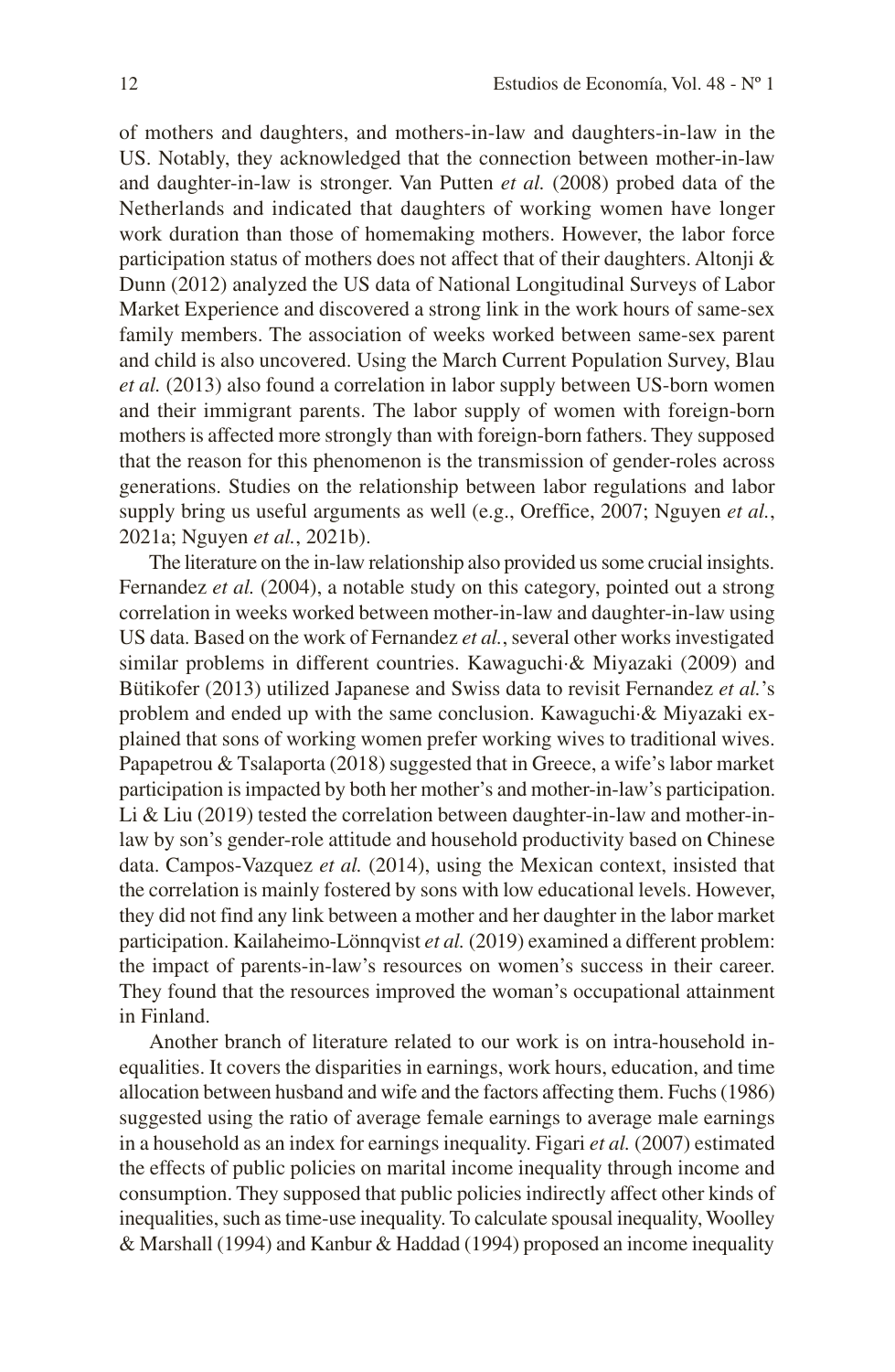of mothers and daughters, and mothers-in-law and daughters-in-law in the US. Notably, they acknowledged that the connection between mother-in-law and daughter-in-law is stronger. Van Putten *et al.* (2008) probed data of the Netherlands and indicated that daughters of working women have longer work duration than those of homemaking mothers. However, the labor force participation status of mothers does not affect that of their daughters. Altonji & Dunn (2012) analyzed the US data of National Longitudinal Surveys of Labor Market Experience and discovered a strong link in the work hours of same-sex family members. The association of weeks worked between same-sex parent and child is also uncovered. Using the March Current Population Survey, Blau *et al.* (2013) also found a correlation in labor supply between US-born women and their immigrant parents. The labor supply of women with foreign-born mothers is affected more strongly than with foreign-born fathers. They supposed that the reason for this phenomenon is the transmission of gender-roles across generations. Studies on the relationship between labor regulations and labor supply bring us useful arguments as well (e.g., Oreffice, 2007; Nguyen *et al.*, 2021a; Nguyen *et al.*, 2021b).

The literature on the in-law relationship also provided us some crucial insights. Fernandez *et al.* (2004), a notable study on this category, pointed out a strong correlation in weeks worked between mother-in-law and daughter-in-law using US data. Based on the work of Fernandez *et al.*, several other works investigated similar problems in different countries. Kawaguchi·& Miyazaki (2009) and Bütikofer (2013) utilized Japanese and Swiss data to revisit Fernandez *et al.*'s problem and ended up with the same conclusion. Kawaguchi·& Miyazaki explained that sons of working women prefer working wives to traditional wives. Papapetrou & Tsalaporta (2018) suggested that in Greece, a wife's labor market participation is impacted by both her mother's and mother-in-law's participation. Li & Liu (2019) tested the correlation between daughter-in-law and mother-in-law by son's gender-role attitude and household productivity based on Chinese data. Campos-Vazquez *et al.* (2014), using the Mexican context, insisted that the correlation is mainly fostered by sons with low educational levels. However, they did not find any link between a mother and her daughter in the labor market participation. Kailaheimo-Lönnqvist *et al.* (2019) examined a different problem: the impact of parents-in-law's resources on women's success in their career. They found that the resources improved the woman's occupational attainment in Finland.

Another branch of literature related to our work is on intra-household inequalities. It covers the disparities in earnings, work hours, education, and time allocation between husband and wife and the factors affecting them. Fuchs (1986) suggested using the ratio of average female earnings to average male earnings in a household as an index for earnings inequality. Figari *et al.* (2007) estimated the effects of public policies on marital income inequality through income and consumption. They supposed that public policies indirectly affect other kinds of inequalities, such as time-use inequality. To calculate spousal inequality, Woolley & Marshall (1994) and Kanbur & Haddad (1994) proposed an income inequality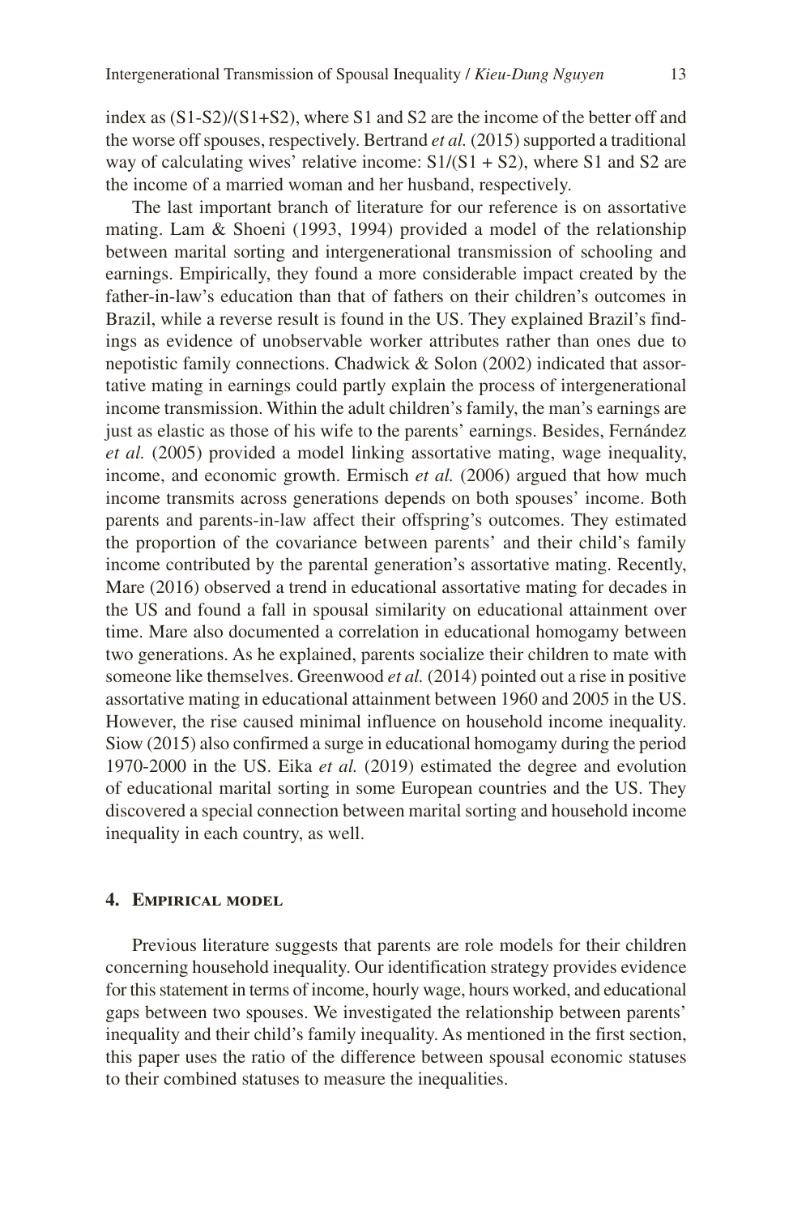index as (S1-S2)/(S1+S2), where S1 and S2 are the income of the better off and the worse off spouses, respectively. Bertrand *et al.* (2015) supported a traditional way of calculating wives' relative income: S1/(S1 + S2), where S1 and S2 are the income of a married woman and her husband, respectively.

The last important branch of literature for our reference is on assortative mating. Lam & Shoeni (1993, 1994) provided a model of the relationship between marital sorting and intergenerational transmission of schooling and earnings. Empirically, they found a more considerable impact created by the father-in-law's education than that of fathers on their children's outcomes in Brazil, while a reverse result is found in the US. They explained Brazil's findings as evidence of unobservable worker attributes rather than ones due to nepotistic family connections. Chadwick & Solon (2002) indicated that assortative mating in earnings could partly explain the process of intergenerational income transmission. Within the adult children's family, the man's earnings are just as elastic as those of his wife to the parents' earnings. Besides, Fernández *et al.* (2005) provided a model linking assortative mating, wage inequality, income, and economic growth. Ermisch *et al.* (2006) argued that how much income transmits across generations depends on both spouses' income. Both parents and parents-in-law affect their offspring's outcomes. They estimated the proportion of the covariance between parents' and their child's family income contributed by the parental generation's assortative mating. Recently, Mare (2016) observed a trend in educational assortative mating for decades in the US and found a fall in spousal similarity on educational attainment over time. Mare also documented a correlation in educational homogamy between two generations. As he explained, parents socialize their children to mate with someone like themselves. Greenwood *et al.* (2014) pointed out a rise in positive assortative mating in educational attainment between 1960 and 2005 in the US. However, the rise caused minimal influence on household income inequality. Siow (2015) also confirmed a surge in educational homogamy during the period 1970-2000 in the US. Eika *et al.* (2019) estimated the degree and evolution of educational marital sorting in some European countries and the US. They discovered a special connection between marital sorting and household income inequality in each country, as well.

## 4. Empirical model

Previous literature suggests that parents are role models for their children concerning household inequality. Our identification strategy provides evidence for this statement in terms of income, hourly wage, hours worked, and educational gaps between two spouses. We investigated the relationship between parents' inequality and their child's family inequality. As mentioned in the first section, this paper uses the ratio of the difference between spousal economic statuses to their combined statuses to measure the inequalities.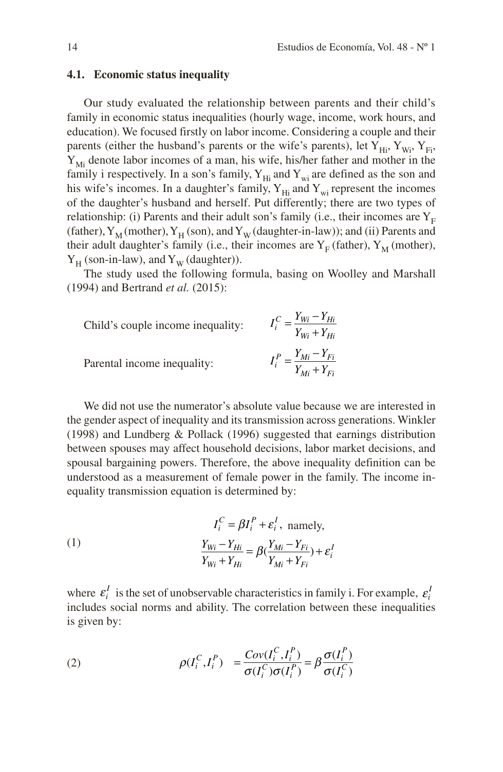### 4.1. Economic status inequality

Our study evaluated the relationship between parents and their child's family in economic status inequalities (hourly wage, income, work hours, and education). We focused firstly on labor income. Considering a couple and their parents (either the husband's parents or the wife's parents), let $Y_{Hi}$, $Y_{Wi}$, $Y_{Fi}$, $Y_{Mi}$ denote labor incomes of a man, his wife, his/her father and mother in the family i respectively. In a son's family, $Y_{Hi}$ and $Y_{wi}$ are defined as the son and his wife's incomes. In a daughter's family, $Y_{Hi}$ and $Y_{wi}$ represent the incomes of the daughter's husband and herself. Put differently; there are two types of relationship: (i) Parents and their adult son's family (i.e., their incomes are $Y_F$ (father), $Y_M$ (mother), $Y_H$ (son), and $Y_W$ (daughter-in-law)); and (ii) Parents and their adult daughter's family (i.e., their incomes are $Y_F$ (father), $Y_M$ (mother), $Y_H$ (son-in-law), and $Y_W$ (daughter)).

The study used the following formula, basing on Woolley and Marshall (1994) and Bertrand *et al.* (2015):

Child's couple income inequality: $$I_i^C = \frac{Y_{Wi} - Y_{Hi}}{Y_{Wi} + Y_{Hi}}$$

Parental income inequality: $$I_i^P = \frac{Y_{Mi} - Y_{Fi}}{Y_{Mi} + Y_{Fi}}$$

We did not use the numerator's absolute value because we are interested in the gender aspect of inequality and its transmission across generations. Winkler (1998) and Lundberg & Pollack (1996) suggested that earnings distribution between spouses may affect household decisions, labor market decisions, and spousal bargaining powers. Therefore, the above inequality definition can be understood as a measurement of female power in the family. The income inequality transmission equation is determined by:

(1)
$$I_i^C = \beta I_i^P + \varepsilon_i^I, \text{ namely,}$$
$$\frac{Y_{Wi} - Y_{Hi}}{Y_{Wi} + Y_{Hi}} = \beta\left(\frac{Y_{Mi} - Y_{Fi}}{Y_{Mi} + Y_{Fi}}\right) + \varepsilon_i^I$$

where $\varepsilon_i^I$ is the set of unobservable characteristics in family i. For example, $\varepsilon_i^I$ includes social norms and ability. The correlation between these inequalities is given by:

(2)
$$\rho(I_i^C, I_i^P) = \frac{Cov(I_i^C, I_i^P)}{\sigma(I_i^C)\sigma(I_i^P)} = \beta \frac{\sigma(I_i^P)}{\sigma(I_i^C)}$$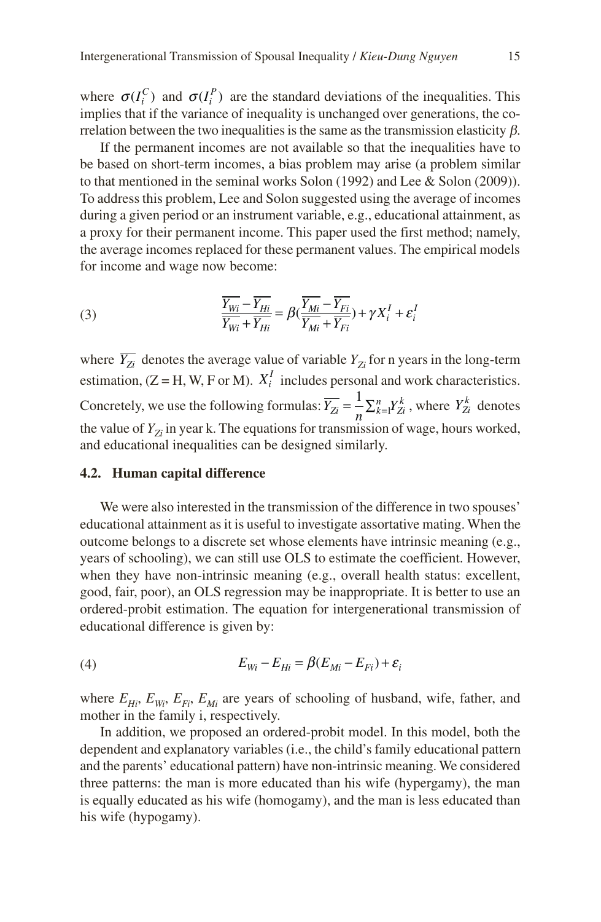where $\sigma(I_i^C)$ and $\sigma(I_i^P)$ are the standard deviations of the inequalities. This implies that if the variance of inequality is unchanged over generations, the correlation between the two inequalities is the same as the transmission elasticity $\beta$.

If the permanent incomes are not available so that the inequalities have to be based on short-term incomes, a bias problem may arise (a problem similar to that mentioned in the seminal works Solon (1992) and Lee & Solon (2009)). To address this problem, Lee and Solon suggested using the average of incomes during a given period or an instrument variable, e.g., educational attainment, as a proxy for their permanent income. This paper used the first method; namely, the average incomes replaced for these permanent values. The empirical models for income and wage now become:

$$\frac{\overline{Y_{Wi}} - \overline{Y_{Hi}}}{\overline{Y_{Wi}} + \overline{Y_{Hi}}} = \beta\left(\frac{\overline{Y_{Mi}} - \overline{Y_{Fi}}}{\overline{Y_{Mi}} + \overline{Y_{Fi}}}\right) + \gamma X_i^I + \varepsilon_i^I \tag{3}$$

where $\overline{Y_{Zi}}$ denotes the average value of variable $Y_{Zi}$ for n years in the long-term estimation, (Z = H, W, F or M). $X_i^I$ includes personal and work characteristics. Concretely, we use the following formulas: $\overline{Y_{Zi}} = \frac{1}{n}\sum_{k=1}^{n} Y_{Zi}^k$, where $Y_{Zi}^k$ denotes the value of $Y_{Zi}$ in year k. The equations for transmission of wage, hours worked, and educational inequalities can be designed similarly.

### 4.2. Human capital difference

We were also interested in the transmission of the difference in two spouses' educational attainment as it is useful to investigate assortative mating. When the outcome belongs to a discrete set whose elements have intrinsic meaning (e.g., years of schooling), we can still use OLS to estimate the coefficient. However, when they have non-intrinsic meaning (e.g., overall health status: excellent, good, fair, poor), an OLS regression may be inappropriate. It is better to use an ordered-probit estimation. The equation for intergenerational transmission of educational difference is given by:

$$E_{Wi} - E_{Hi} = \beta(E_{Mi} - E_{Fi}) + \varepsilon_i \tag{4}$$

where $E_{Hi}$, $E_{Wi}$, $E_{Fi}$, $E_{Mi}$ are years of schooling of husband, wife, father, and mother in the family i, respectively.

In addition, we proposed an ordered-probit model. In this model, both the dependent and explanatory variables (i.e., the child's family educational pattern and the parents' educational pattern) have non-intrinsic meaning. We considered three patterns: the man is more educated than his wife (hypergamy), the man is equally educated as his wife (homogamy), and the man is less educated than his wife (hypogamy).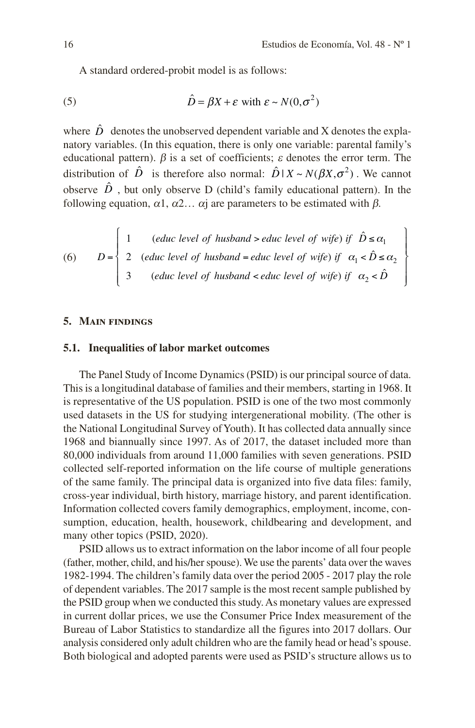A standard ordered-probit model is as follows:

$$\hat{D} = \beta X + \varepsilon \text{ with } \varepsilon \sim N(0, \sigma^2) \tag{5}$$

where $\hat{D}$ denotes the unobserved dependent variable and X denotes the explanatory variables. (In this equation, there is only one variable: parental family's educational pattern). $\beta$ is a set of coefficients; $\varepsilon$ denotes the error term. The distribution of $\hat{D}$ is therefore also normal: $\hat{D} \mid X \sim N(\beta X, \sigma^2)$. We cannot observe $\hat{D}$, but only observe D (child's family educational pattern). In the following equation, $\alpha 1$, $\alpha 2 \ldots \alpha j$ are parameters to be estimated with $\beta$.

$$D = \left\{ \begin{array}{ll} 1 & (\textit{educ level of husband} > \textit{educ level of wife}) \textit{ if } \hat{D} \leq \alpha_1 \\ 2 & (\textit{educ level of husband} = \textit{educ level of wife}) \textit{ if } \alpha_1 < \hat{D} \leq \alpha_2 \\ 3 & (\textit{educ level of husband} < \textit{educ level of wife}) \textit{ if } \alpha_2 < \hat{D} \end{array} \right\} \tag{6}$$

## 5. Main findings

### 5.1. Inequalities of labor market outcomes

The Panel Study of Income Dynamics (PSID) is our principal source of data. This is a longitudinal database of families and their members, starting in 1968. It is representative of the US population. PSID is one of the two most commonly used datasets in the US for studying intergenerational mobility. (The other is the National Longitudinal Survey of Youth). It has collected data annually since 1968 and biannually since 1997. As of 2017, the dataset included more than 80,000 individuals from around 11,000 families with seven generations. PSID collected self-reported information on the life course of multiple generations of the same family. The principal data is organized into five data files: family, cross-year individual, birth history, marriage history, and parent identification. Information collected covers family demographics, employment, income, consumption, education, health, housework, childbearing and development, and many other topics (PSID, 2020).

PSID allows us to extract information on the labor income of all four people (father, mother, child, and his/her spouse). We use the parents' data over the waves 1982-1994. The children's family data over the period 2005 - 2017 play the role of dependent variables. The 2017 sample is the most recent sample published by the PSID group when we conducted this study. As monetary values are expressed in current dollar prices, we use the Consumer Price Index measurement of the Bureau of Labor Statistics to standardize all the figures into 2017 dollars. Our analysis considered only adult children who are the family head or head's spouse. Both biological and adopted parents were used as PSID's structure allows us to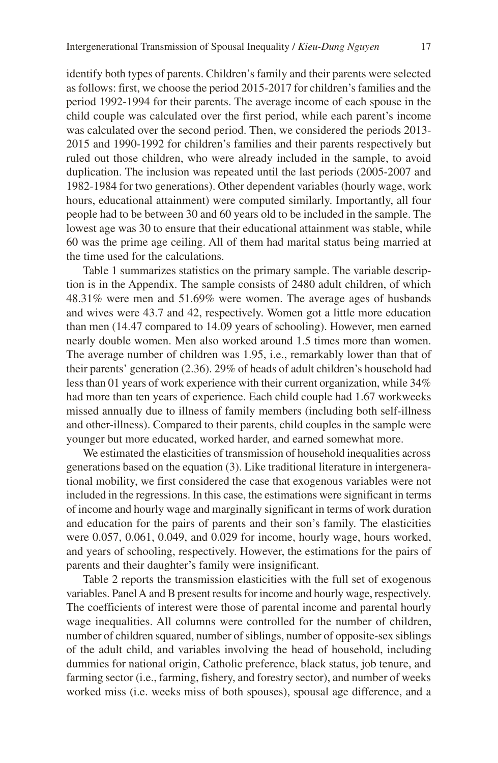identify both types of parents. Children's family and their parents were selected as follows: first, we choose the period 2015-2017 for children's families and the period 1992-1994 for their parents. The average income of each spouse in the child couple was calculated over the first period, while each parent's income was calculated over the second period. Then, we considered the periods 2013-2015 and 1990-1992 for children's families and their parents respectively but ruled out those children, who were already included in the sample, to avoid duplication. The inclusion was repeated until the last periods (2005-2007 and 1982-1984 for two generations). Other dependent variables (hourly wage, work hours, educational attainment) were computed similarly. Importantly, all four people had to be between 30 and 60 years old to be included in the sample. The lowest age was 30 to ensure that their educational attainment was stable, while 60 was the prime age ceiling. All of them had marital status being married at the time used for the calculations.

Table 1 summarizes statistics on the primary sample. The variable description is in the Appendix. The sample consists of 2480 adult children, of which 48.31% were men and 51.69% were women. The average ages of husbands and wives were 43.7 and 42, respectively. Women got a little more education than men (14.47 compared to 14.09 years of schooling). However, men earned nearly double women. Men also worked around 1.5 times more than women. The average number of children was 1.95, i.e., remarkably lower than that of their parents' generation (2.36). 29% of heads of adult children's household had less than 01 years of work experience with their current organization, while 34% had more than ten years of experience. Each child couple had 1.67 workweeks missed annually due to illness of family members (including both self-illness and other-illness). Compared to their parents, child couples in the sample were younger but more educated, worked harder, and earned somewhat more.

We estimated the elasticities of transmission of household inequalities across generations based on the equation (3). Like traditional literature in intergenerational mobility, we first considered the case that exogenous variables were not included in the regressions. In this case, the estimations were significant in terms of income and hourly wage and marginally significant in terms of work duration and education for the pairs of parents and their son's family. The elasticities were 0.057, 0.061, 0.049, and 0.029 for income, hourly wage, hours worked, and years of schooling, respectively. However, the estimations for the pairs of parents and their daughter's family were insignificant.

Table 2 reports the transmission elasticities with the full set of exogenous variables. Panel A and B present results for income and hourly wage, respectively. The coefficients of interest were those of parental income and parental hourly wage inequalities. All columns were controlled for the number of children, number of children squared, number of siblings, number of opposite-sex siblings of the adult child, and variables involving the head of household, including dummies for national origin, Catholic preference, black status, job tenure, and farming sector (i.e., farming, fishery, and forestry sector), and number of weeks worked miss (i.e. weeks miss of both spouses), spousal age difference, and a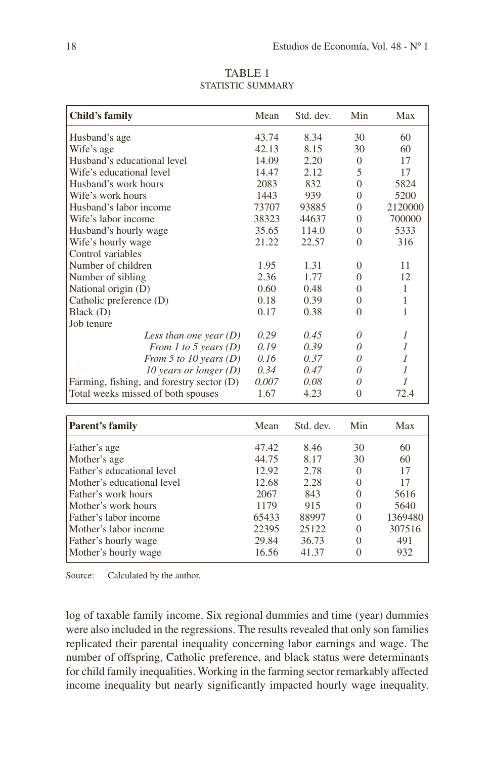TABLE 1
STATISTIC SUMMARY

| **Child's family** | Mean | Std. dev. | Min | Max |
|---|---|---|---|---|
| Husband's age | 43.74 | 8.34 | 30 | 60 |
| Wife's age | 42.13 | 8.15 | 30 | 60 |
| Husband's educational level | 14.09 | 2.20 | 0 | 17 |
| Wife's educational level | 14.47 | 2.12 | 5 | 17 |
| Husband's work hours | 2083 | 832 | 0 | 5824 |
| Wife's work hours | 1443 | 939 | 0 | 5200 |
| Husband's labor income | 73707 | 93885 | 0 | 2120000 |
| Wife's labor income | 38323 | 44637 | 0 | 700000 |
| Husband's hourly wage | 35.65 | 114.0 | 0 | 5333 |
| Wife's hourly wage | 21.22 | 22.57 | 0 | 316 |
| Control variables | | | | |
| Number of children | 1.95 | 1.31 | 0 | 11 |
| Number of sibling | 2.36 | 1.77 | 0 | 12 |
| National origin (D) | 0.60 | 0.48 | 0 | 1 |
| Catholic preference (D) | 0.18 | 0.39 | 0 | 1 |
| Black (D) | 0.17 | 0.38 | 0 | 1 |
| Job tenure | | | | |
| *Less than one year (D)* | *0.29* | *0.45* | *0* | *1* |
| *From 1 to 5 years (D)* | *0.19* | *0.39* | *0* | *1* |
| *From 5 to 10 years (D)* | *0.16* | *0.37* | *0* | *1* |
| *10 years or longer (D)* | *0.34* | *0.47* | *0* | *1* |
| Farming, fishing, and forestry sector (D) | *0.007* | *0.08* | *0* | *1* |
| Total weeks missed of both spouses | 1.67 | 4.23 | 0 | 72.4 |

| **Parent's family** | Mean | Std. dev. | Min | Max |
|---|---|---|---|---|
| Father's age | 47.42 | 8.46 | 30 | 60 |
| Mother's age | 44.75 | 8.17 | 30 | 60 |
| Father's educational level | 12.92 | 2.78 | 0 | 17 |
| Mother's educational level | 12.68 | 2.28 | 0 | 17 |
| Father's work hours | 2067 | 843 | 0 | 5616 |
| Mother's work hours | 1179 | 915 | 0 | 5640 |
| Father's labor income | 65433 | 88997 | 0 | 1369480 |
| Mother's labor income | 22395 | 25122 | 0 | 307516 |
| Father's hourly wage | 29.84 | 36.73 | 0 | 491 |
| Mother's hourly wage | 16.56 | 41.37 | 0 | 932 |

Source: Calculated by the author.

log of taxable family income. Six regional dummies and time (year) dummies were also included in the regressions. The results revealed that only son families replicated their parental inequality concerning labor earnings and wage. The number of offspring, Catholic preference, and black status were determinants for child family inequalities. Working in the farming sector remarkably affected income inequality but nearly significantly impacted hourly wage inequality.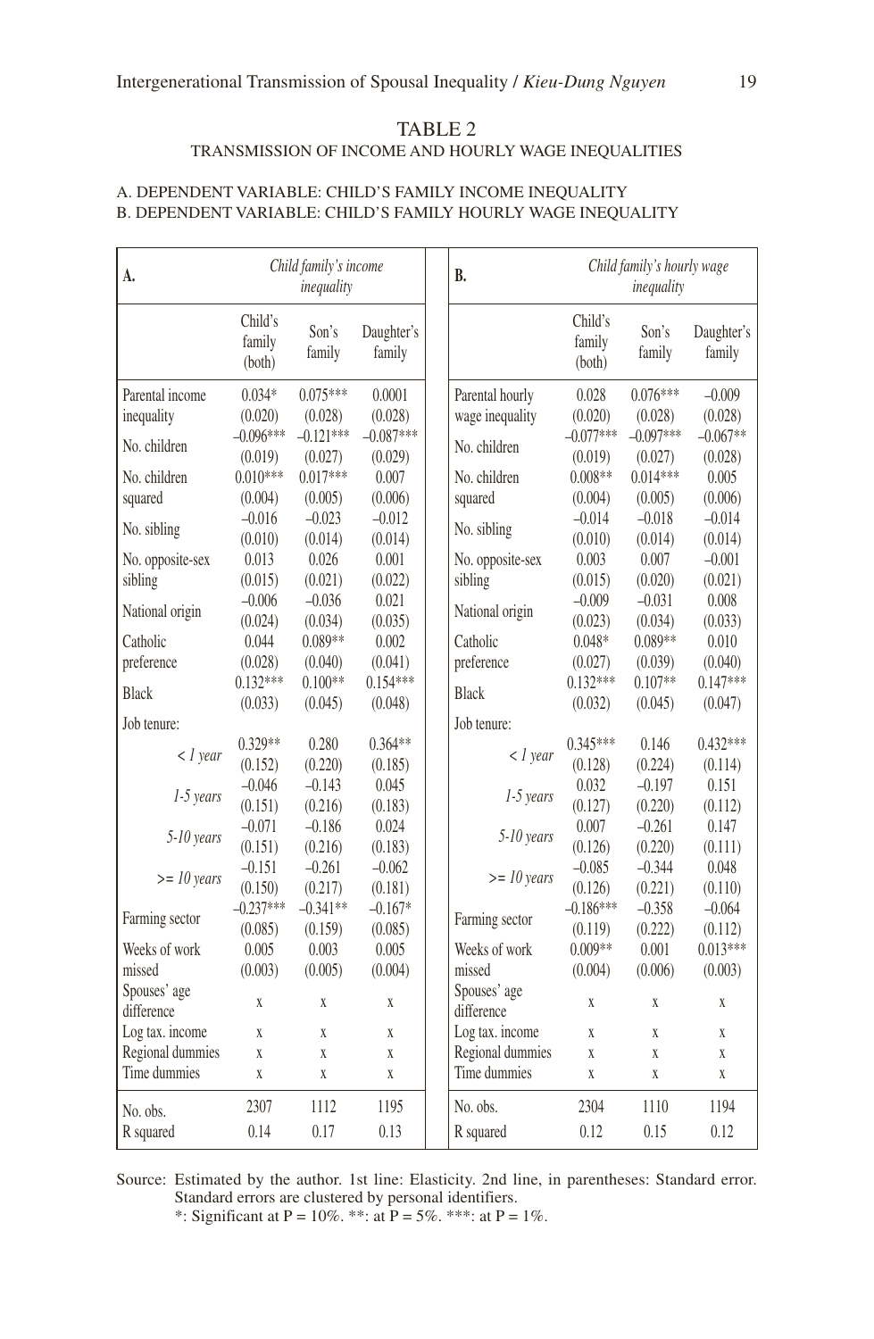TABLE 2

TRANSMISSION OF INCOME AND HOURLY WAGE INEQUALITIES

A. DEPENDENT VARIABLE: CHILD'S FAMILY INCOME INEQUALITY
B. DEPENDENT VARIABLE: CHILD'S FAMILY HOURLY WAGE INEQUALITY

| **A.** | *Child family's income inequality* | | |
|---|---|---|---|
| | Child's family (both) | Son's family | Daughter's family |
| Parental income inequality | 0.034* | 0.075*** | 0.0001 |
| | (0.020) | (0.028) | (0.028) |
| No. children | –0.096*** | –0.121*** | –0.087*** |
| | (0.019) | (0.027) | (0.029) |
| No. children squared | 0.010*** | 0.017*** | 0.007 |
| | (0.004) | (0.005) | (0.006) |
| No. sibling | –0.016 | –0.023 | –0.012 |
| | (0.010) | (0.014) | (0.014) |
| No. opposite-sex sibling | 0.013 | 0.026 | 0.001 |
| | (0.015) | (0.021) | (0.022) |
| National origin | –0.006 | –0.036 | 0.021 |
| | (0.024) | (0.034) | (0.035) |
| Catholic preference | 0.044 | 0.089** | 0.002 |
| | (0.028) | (0.040) | (0.041) |
| Black | 0.132*** | 0.100** | 0.154*** |
| | (0.033) | (0.045) | (0.048) |
| Job tenure: | | | |
| *< 1 year* | 0.329** | 0.280 | 0.364** |
| | (0.152) | (0.220) | (0.185) |
| *1-5 years* | –0.046 | –0.143 | 0.045 |
| | (0.151) | (0.216) | (0.183) |
| *5-10 years* | –0.071 | –0.186 | 0.024 |
| | (0.151) | (0.216) | (0.183) |
| *>= 10 years* | –0.151 | –0.261 | –0.062 |
| | (0.150) | (0.217) | (0.181) |
| Farming sector | –0.237*** | –0.341** | –0.167* |
| | (0.085) | (0.159) | (0.085) |
| Weeks of work missed | 0.005 | 0.003 | 0.005 |
| | (0.003) | (0.005) | (0.004) |
| Spouses' age difference | x | x | x |
| Log tax. income | x | x | x |
| Regional dummies | x | x | x |
| Time dummies | x | x | x |
| No. obs. | 2307 | 1112 | 1195 |
| R squared | 0.14 | 0.17 | 0.13 |

| **B.** | *Child family's hourly wage inequality* | | |
|---|---|---|---|
| | Child's family (both) | Son's family | Daughter's family |
| Parental hourly wage inequality | 0.028 | 0.076*** | –0.009 |
| | (0.020) | (0.028) | (0.028) |
| No. children | –0.077*** | –0.097*** | –0.067** |
| | (0.019) | (0.027) | (0.028) |
| No. children squared | 0.008** | 0.014*** | 0.005 |
| | (0.004) | (0.005) | (0.006) |
| No. sibling | –0.014 | –0.018 | –0.014 |
| | (0.010) | (0.014) | (0.014) |
| No. opposite-sex sibling | 0.003 | 0.007 | –0.001 |
| | (0.015) | (0.020) | (0.021) |
| National origin | –0.009 | –0.031 | 0.008 |
| | (0.023) | (0.034) | (0.033) |
| Catholic preference | 0.048* | 0.089** | 0.010 |
| | (0.027) | (0.039) | (0.040) |
| Black | 0.132*** | 0.107** | 0.147*** |
| | (0.032) | (0.045) | (0.047) |
| Job tenure: | | | |
| *< 1 year* | 0.345*** | 0.146 | 0.432*** |
| | (0.128) | (0.224) | (0.114) |
| *1-5 years* | 0.032 | –0.197 | 0.151 |
| | (0.127) | (0.220) | (0.112) |
| *5-10 years* | 0.007 | –0.261 | 0.147 |
| | (0.126) | (0.220) | (0.111) |
| *>= 10 years* | –0.085 | –0.344 | 0.048 |
| | (0.126) | (0.221) | (0.110) |
| Farming sector | –0.186*** | –0.358 | –0.064 |
| | (0.119) | (0.222) | (0.112) |
| Weeks of work missed | 0.009** | 0.001 | 0.013*** |
| | (0.004) | (0.006) | (0.003) |
| Spouses' age difference | x | x | x |
| Log tax. income | x | x | x |
| Regional dummies | x | x | x |
| Time dummies | x | x | x |
| No. obs. | 2304 | 1110 | 1194 |
| R squared | 0.12 | 0.15 | 0.12 |

Source: Estimated by the author. 1st line: Elasticity. 2nd line, in parentheses: Standard error. Standard errors are clustered by personal identifiers.
*: Significant at P = 10%. **: at P = 5%. ***: at P = 1%.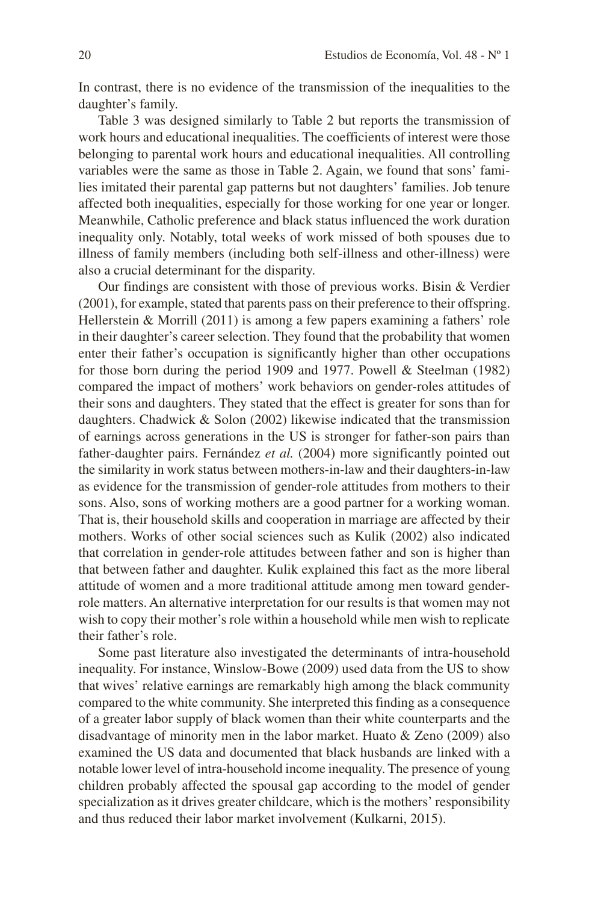In contrast, there is no evidence of the transmission of the inequalities to the daughter's family.

Table 3 was designed similarly to Table 2 but reports the transmission of work hours and educational inequalities. The coefficients of interest were those belonging to parental work hours and educational inequalities. All controlling variables were the same as those in Table 2. Again, we found that sons' families imitated their parental gap patterns but not daughters' families. Job tenure affected both inequalities, especially for those working for one year or longer. Meanwhile, Catholic preference and black status influenced the work duration inequality only. Notably, total weeks of work missed of both spouses due to illness of family members (including both self-illness and other-illness) were also a crucial determinant for the disparity.

Our findings are consistent with those of previous works. Bisin & Verdier (2001), for example, stated that parents pass on their preference to their offspring. Hellerstein & Morrill (2011) is among a few papers examining a fathers' role in their daughter's career selection. They found that the probability that women enter their father's occupation is significantly higher than other occupations for those born during the period 1909 and 1977. Powell & Steelman (1982) compared the impact of mothers' work behaviors on gender-roles attitudes of their sons and daughters. They stated that the effect is greater for sons than for daughters. Chadwick & Solon (2002) likewise indicated that the transmission of earnings across generations in the US is stronger for father-son pairs than father-daughter pairs. Fernández *et al.* (2004) more significantly pointed out the similarity in work status between mothers-in-law and their daughters-in-law as evidence for the transmission of gender-role attitudes from mothers to their sons. Also, sons of working mothers are a good partner for a working woman. That is, their household skills and cooperation in marriage are affected by their mothers. Works of other social sciences such as Kulik (2002) also indicated that correlation in gender-role attitudes between father and son is higher than that between father and daughter. Kulik explained this fact as the more liberal attitude of women and a more traditional attitude among men toward gender-role matters. An alternative interpretation for our results is that women may not wish to copy their mother's role within a household while men wish to replicate their father's role.

Some past literature also investigated the determinants of intra-household inequality. For instance, Winslow-Bowe (2009) used data from the US to show that wives' relative earnings are remarkably high among the black community compared to the white community. She interpreted this finding as a consequence of a greater labor supply of black women than their white counterparts and the disadvantage of minority men in the labor market. Huato & Zeno (2009) also examined the US data and documented that black husbands are linked with a notable lower level of intra-household income inequality. The presence of young children probably affected the spousal gap according to the model of gender specialization as it drives greater childcare, which is the mothers' responsibility and thus reduced their labor market involvement (Kulkarni, 2015).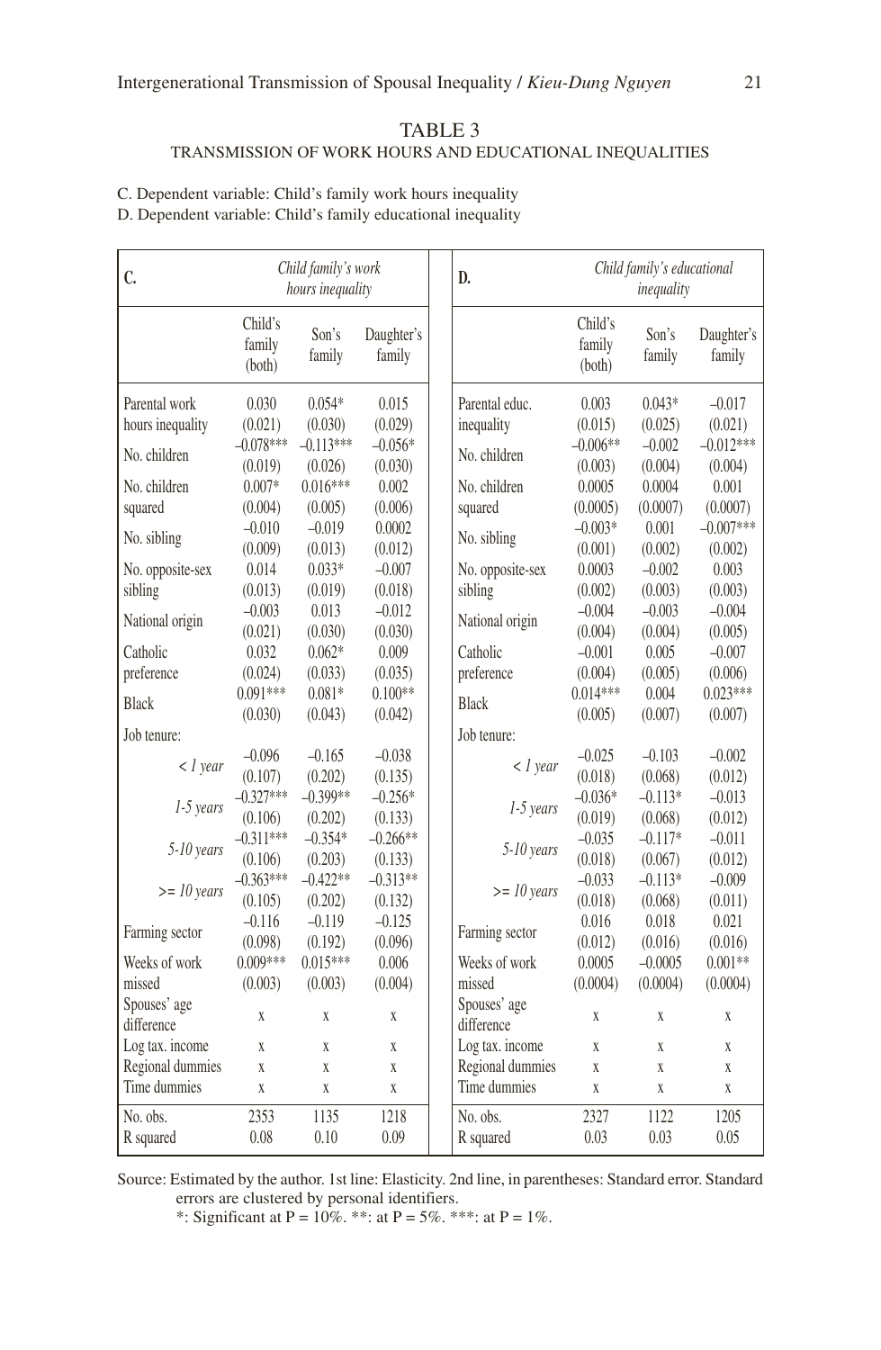TABLE 3

TRANSMISSION OF WORK HOURS AND EDUCATIONAL INEQUALITIES

C. Dependent variable: Child's family work hours inequality

D. Dependent variable: Child's family educational inequality

| **C.** | *Child family's work hours inequality* | | |
|---|---|---|---|
| | Child's family (both) | Son's family | Daughter's family |
| Parental work hours inequality | 0.030 (0.021) | 0.054* (0.030) | 0.015 (0.029) |
| No. children | –0.078*** (0.019) | –0.113*** (0.026) | –0.056* (0.030) |
| No. children squared | 0.007* (0.004) | 0.016*** (0.005) | 0.002 (0.006) |
| No. sibling | –0.010 (0.009) | –0.019 (0.013) | 0.0002 (0.012) |
| No. opposite-sex sibling | 0.014 (0.013) | 0.033* (0.019) | –0.007 (0.018) |
| National origin | –0.003 (0.021) | 0.013 (0.030) | –0.012 (0.030) |
| Catholic preference | 0.032 (0.024) | 0.062* (0.033) | 0.009 (0.035) |
| Black | 0.091*** (0.030) | 0.081* (0.043) | 0.100** (0.042) |
| Job tenure: | | | |
| *< 1 year* | –0.096 (0.107) | –0.165 (0.202) | –0.038 (0.135) |
| *1-5 years* | –0.327*** (0.106) | –0.399** (0.202) | –0.256* (0.133) |
| *5-10 years* | –0.311*** (0.106) | –0.354* (0.203) | –0.266** (0.133) |
| *>= 10 years* | –0.363*** (0.105) | –0.422** (0.202) | –0.313** (0.132) |
| Farming sector | –0.116 (0.098) | –0.119 (0.192) | –0.125 (0.096) |
| Weeks of work missed | 0.009*** (0.003) | 0.015*** (0.003) | 0.006 (0.004) |
| Spouses' age difference | x | x | x |
| Log tax. income | x | x | x |
| Regional dummies | x | x | x |
| Time dummies | x | x | x |
| No. obs. | 2353 | 1135 | 1218 |
| R squared | 0.08 | 0.10 | 0.09 |

| **D.** | *Child family's educational inequality* | | |
|---|---|---|---|
| | Child's family (both) | Son's family | Daughter's family |
| Parental educ. inequality | 0.003 (0.015) | 0.043* (0.025) | –0.017 (0.021) |
| No. children | –0.006** (0.003) | –0.002 (0.004) | –0.012*** (0.004) |
| No. children squared | 0.0005 (0.0005) | 0.0004 (0.0007) | 0.001 (0.0007) |
| No. sibling | –0.003* (0.001) | 0.001 (0.002) | –0.007*** (0.002) |
| No. opposite-sex sibling | 0.0003 (0.002) | –0.002 (0.003) | 0.003 (0.003) |
| National origin | –0.004 (0.004) | –0.003 (0.004) | –0.004 (0.005) |
| Catholic preference | –0.001 (0.004) | 0.005 (0.005) | –0.007 (0.006) |
| Black | 0.014*** (0.005) | 0.004 (0.007) | 0.023*** (0.007) |
| Job tenure: | | | |
| *< 1 year* | –0.025 (0.018) | –0.103 (0.068) | –0.002 (0.012) |
| *1-5 years* | –0.036* (0.019) | –0.113* (0.068) | –0.013 (0.012) |
| *5-10 years* | –0.035 (0.018) | –0.117* (0.067) | –0.011 (0.012) |
| *>= 10 years* | –0.033 (0.018) | –0.113* (0.068) | –0.009 (0.011) |
| Farming sector | 0.016 (0.012) | 0.018 (0.016) | 0.021 (0.016) |
| Weeks of work missed | 0.0005 (0.0004) | –0.0005 (0.0004) | 0.001** (0.0004) |
| Spouses' age difference | x | x | x |
| Log tax. income | x | x | x |
| Regional dummies | x | x | x |
| Time dummies | x | x | x |
| No. obs. | 2327 | 1122 | 1205 |
| R squared | 0.03 | 0.03 | 0.05 |

Source: Estimated by the author. 1st line: Elasticity. 2nd line, in parentheses: Standard error. Standard errors are clustered by personal identifiers.

*: Significant at P = 10%. **: at P = 5%. ***: at P = 1%.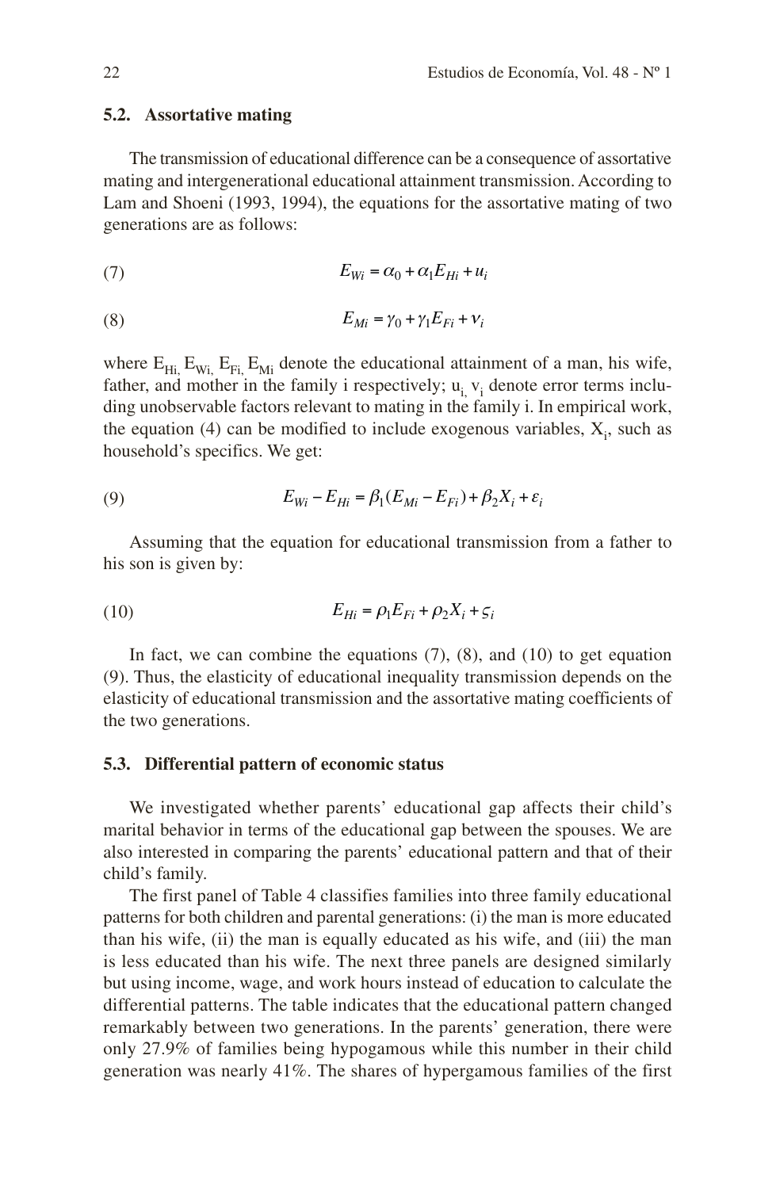### 5.2. Assortative mating

The transmission of educational difference can be a consequence of assortative mating and intergenerational educational attainment transmission. According to Lam and Shoeni (1993, 1994), the equations for the assortative mating of two generations are as follows:

$$E_{Wi} = \alpha_0 + \alpha_1 E_{Hi} + u_i \tag{7}$$

$$E_{Mi} = \gamma_0 + \gamma_1 E_{Fi} + v_i \tag{8}$$

where $E_{Hi,}$ $E_{Wi,}$ $E_{Fi,}$ $E_{Mi}$ denote the educational attainment of a man, his wife, father, and mother in the family i respectively; $u_{i,}$ $v_i$ denote error terms including unobservable factors relevant to mating in the family i. In empirical work, the equation (4) can be modified to include exogenous variables, $X_i$, such as household's specifics. We get:

$$E_{Wi} - E_{Hi} = \beta_1(E_{Mi} - E_{Fi}) + \beta_2 X_i + \varepsilon_i \tag{9}$$

Assuming that the equation for educational transmission from a father to his son is given by:

$$E_{Hi} = \rho_1 E_{Fi} + \rho_2 X_i + \varsigma_i \tag{10}$$

In fact, we can combine the equations (7), (8), and (10) to get equation (9). Thus, the elasticity of educational inequality transmission depends on the elasticity of educational transmission and the assortative mating coefficients of the two generations.

### 5.3. Differential pattern of economic status

We investigated whether parents' educational gap affects their child's marital behavior in terms of the educational gap between the spouses. We are also interested in comparing the parents' educational pattern and that of their child's family.

The first panel of Table 4 classifies families into three family educational patterns for both children and parental generations: (i) the man is more educated than his wife, (ii) the man is equally educated as his wife, and (iii) the man is less educated than his wife. The next three panels are designed similarly but using income, wage, and work hours instead of education to calculate the differential patterns. The table indicates that the educational pattern changed remarkably between two generations. In the parents' generation, there were only 27.9% of families being hypogamous while this number in their child generation was nearly 41%. The shares of hypergamous families of the first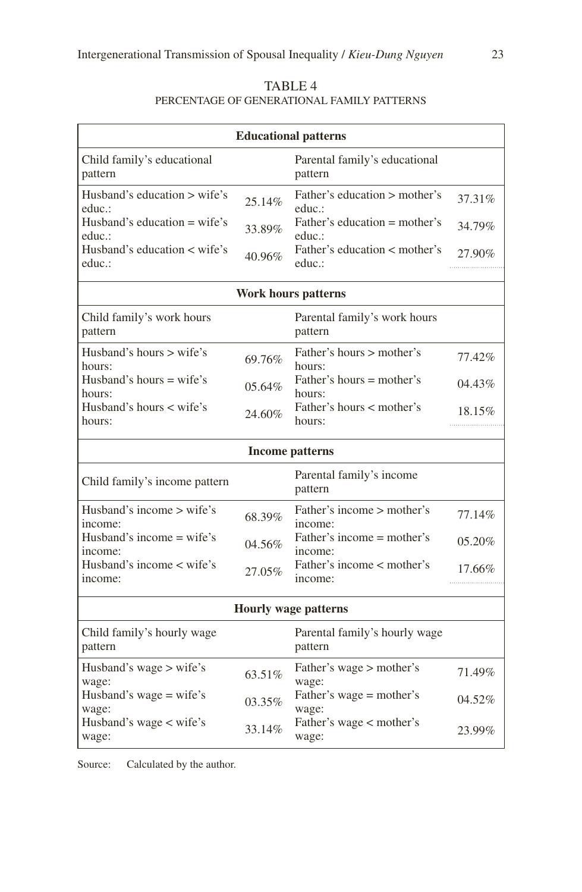TABLE 4
PERCENTAGE OF GENERATIONAL FAMILY PATTERNS

| **Educational patterns** | | | |
|---|---|---|---|
| Child family's educational pattern | | Parental family's educational pattern | |
| Husband's education > wife's educ.: | 25.14% | Father's education > mother's educ.: | 37.31% |
| Husband's education = wife's educ.: | 33.89% | Father's education = mother's educ.: | 34.79% |
| Husband's education < wife's educ.: | 40.96% | Father's education < mother's educ.: | 27.90% |
| **Work hours patterns** | | | |
| Child family's work hours pattern | | Parental family's work hours pattern | |
| Husband's hours > wife's hours: | 69.76% | Father's hours > mother's hours: | 77.42% |
| Husband's hours = wife's hours: | 05.64% | Father's hours = mother's hours: | 04.43% |
| Husband's hours < wife's hours: | 24.60% | Father's hours < mother's hours: | 18.15% |
| **Income patterns** | | | |
| Child family's income pattern | | Parental family's income pattern | |
| Husband's income > wife's income: | 68.39% | Father's income > mother's income: | 77.14% |
| Husband's income = wife's income: | 04.56% | Father's income = mother's income: | 05.20% |
| Husband's income < wife's income: | 27.05% | Father's income < mother's income: | 17.66% |
| **Hourly wage patterns** | | | |
| Child family's hourly wage pattern | | Parental family's hourly wage pattern | |
| Husband's wage > wife's wage: | 63.51% | Father's wage > mother's wage: | 71.49% |
| Husband's wage = wife's wage: | 03.35% | Father's wage = mother's wage: | 04.52% |
| Husband's wage < wife's wage: | 33.14% | Father's wage < mother's wage: | 23.99% |

Source: Calculated by the author.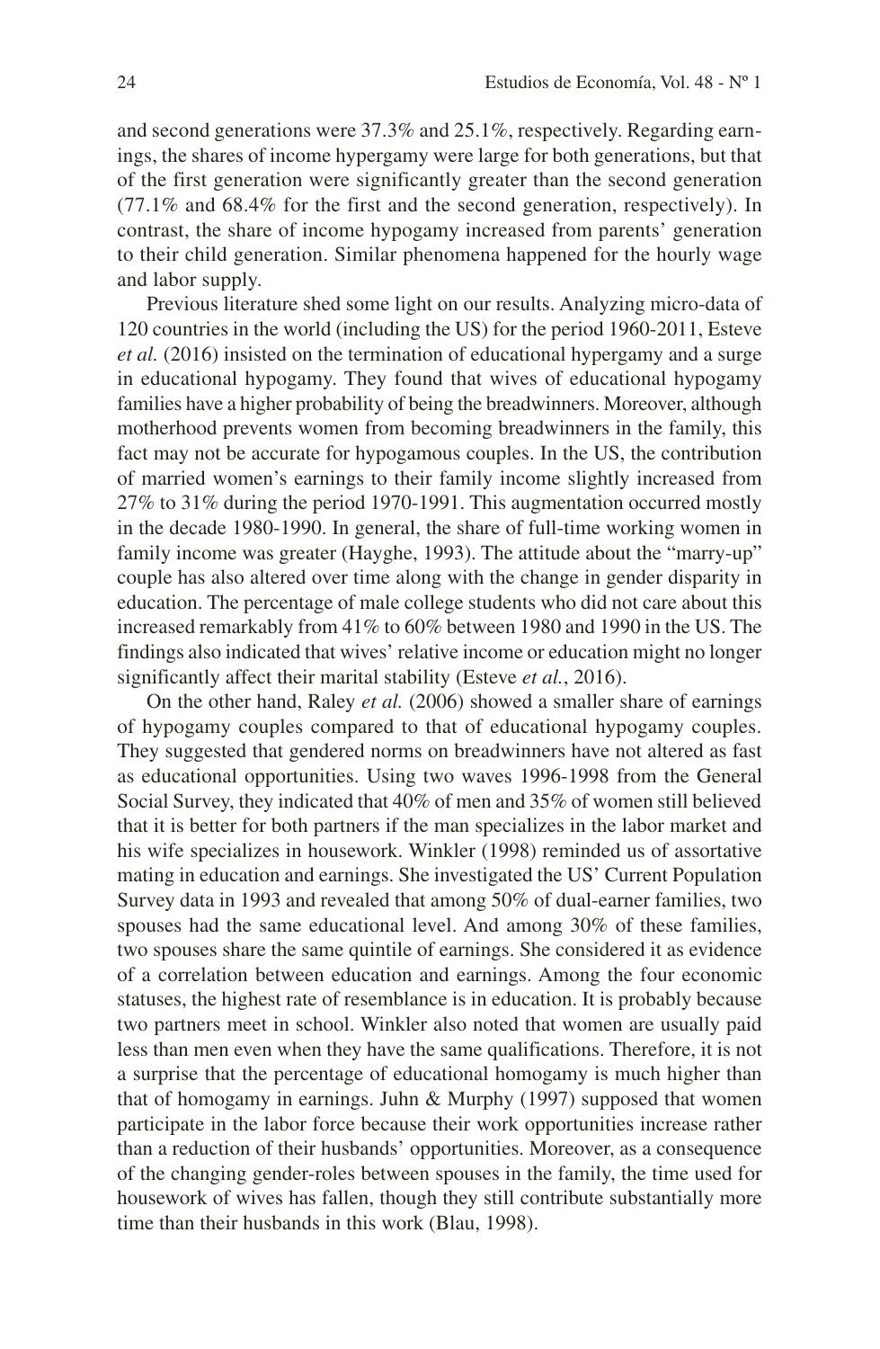and second generations were 37.3% and 25.1%, respectively. Regarding earnings, the shares of income hypergamy were large for both generations, but that of the first generation were significantly greater than the second generation (77.1% and 68.4% for the first and the second generation, respectively). In contrast, the share of income hypogamy increased from parents' generation to their child generation. Similar phenomena happened for the hourly wage and labor supply.

Previous literature shed some light on our results. Analyzing micro-data of 120 countries in the world (including the US) for the period 1960-2011, Esteve *et al.* (2016) insisted on the termination of educational hypergamy and a surge in educational hypogamy. They found that wives of educational hypogamy families have a higher probability of being the breadwinners. Moreover, although motherhood prevents women from becoming breadwinners in the family, this fact may not be accurate for hypogamous couples. In the US, the contribution of married women's earnings to their family income slightly increased from 27% to 31% during the period 1970-1991. This augmentation occurred mostly in the decade 1980-1990. In general, the share of full-time working women in family income was greater (Hayghe, 1993). The attitude about the "marry-up" couple has also altered over time along with the change in gender disparity in education. The percentage of male college students who did not care about this increased remarkably from 41% to 60% between 1980 and 1990 in the US. The findings also indicated that wives' relative income or education might no longer significantly affect their marital stability (Esteve *et al.*, 2016).

On the other hand, Raley *et al.* (2006) showed a smaller share of earnings of hypogamy couples compared to that of educational hypogamy couples. They suggested that gendered norms on breadwinners have not altered as fast as educational opportunities. Using two waves 1996-1998 from the General Social Survey, they indicated that 40% of men and 35% of women still believed that it is better for both partners if the man specializes in the labor market and his wife specializes in housework. Winkler (1998) reminded us of assortative mating in education and earnings. She investigated the US' Current Population Survey data in 1993 and revealed that among 50% of dual-earner families, two spouses had the same educational level. And among 30% of these families, two spouses share the same quintile of earnings. She considered it as evidence of a correlation between education and earnings. Among the four economic statuses, the highest rate of resemblance is in education. It is probably because two partners meet in school. Winkler also noted that women are usually paid less than men even when they have the same qualifications. Therefore, it is not a surprise that the percentage of educational homogamy is much higher than that of homogamy in earnings. Juhn & Murphy (1997) supposed that women participate in the labor force because their work opportunities increase rather than a reduction of their husbands' opportunities. Moreover, as a consequence of the changing gender-roles between spouses in the family, the time used for housework of wives has fallen, though they still contribute substantially more time than their husbands in this work (Blau, 1998).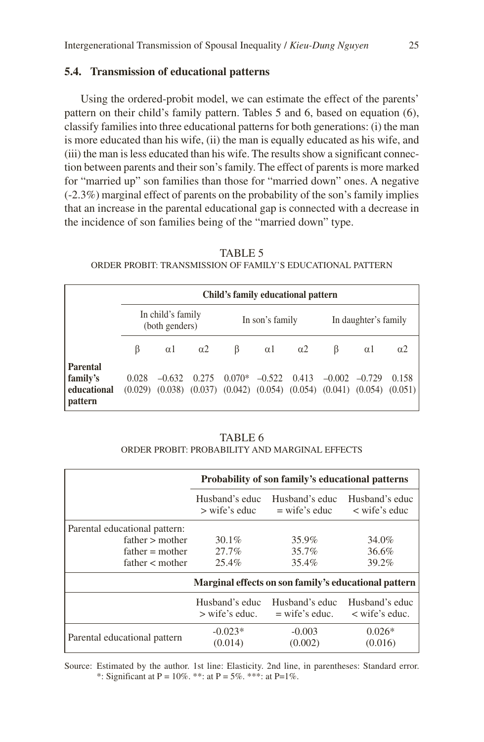### 5.4. Transmission of educational patterns

Using the ordered-probit model, we can estimate the effect of the parents' pattern on their child's family pattern. Tables 5 and 6, based on equation (6), classify families into three educational patterns for both generations: (i) the man is more educated than his wife, (ii) the man is equally educated as his wife, and (iii) the man is less educated than his wife. The results show a significant connection between parents and their son's family. The effect of parents is more marked for "married up" son families than those for "married down" ones. A negative (-2.3%) marginal effect of parents on the probability of the son's family implies that an increase in the parental educational gap is connected with a decrease in the incidence of son families being of the "married down" type.

TABLE 5
ORDER PROBIT: TRANSMISSION OF FAMILY'S EDUCATIONAL PATTERN

| | Child's family educational pattern | | | | | | | | |
|---|---|---|---|---|---|---|---|---|---|
| | In child's family (both genders) | | | In son's family | | | In daughter's family | | |
| | β | α1 | α2 | β | α1 | α2 | β | α1 | α2 |
| **Parental family's educational pattern** | 0.028 (0.029) | –0.632 (0.038) | 0.275 (0.037) | 0.070* (0.042) | –0.522 (0.054) | 0.413 (0.054) | –0.002 (0.041) | –0.729 (0.054) | 0.158 (0.051) |

TABLE 6
ORDER PROBIT: PROBABILITY AND MARGINAL EFFECTS

| | **Probability of son family's educational patterns** | | |
|---|---|---|---|
| | Husband's educ > wife's educ | Husband's educ = wife's educ | Husband's educ < wife's educ |
| Parental educational pattern: | | | |
| father > mother | 30.1% | 35.9% | 34.0% |
| father = mother | 27.7% | 35.7% | 36.6% |
| father < mother | 25.4% | 35.4% | 39.2% |
| | **Marginal effects on son family's educational pattern** | | |
| | Husband's educ > wife's educ. | Husband's educ = wife's educ. | Husband's educ < wife's educ. |
| Parental educational pattern | -0.023* (0.014) | -0.003 (0.002) | 0.026* (0.016) |

Source: Estimated by the author. 1st line: Elasticity. 2nd line, in parentheses: Standard error. *: Significant at P = 10%. **: at P = 5%. ***: at P=1%.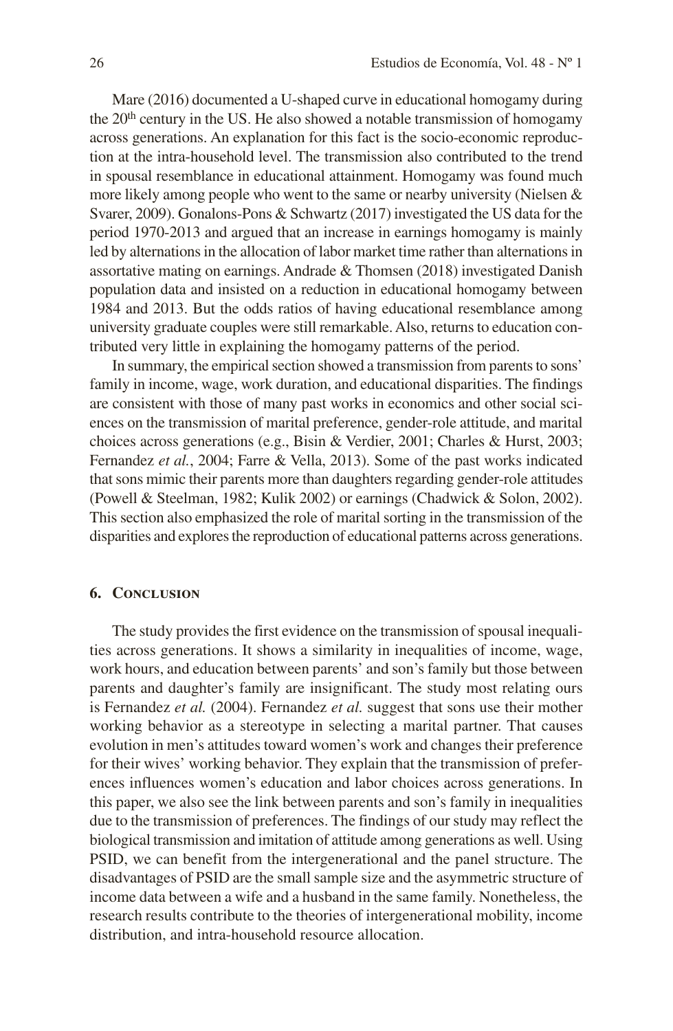Mare (2016) documented a U-shaped curve in educational homogamy during the 20th century in the US. He also showed a notable transmission of homogamy across generations. An explanation for this fact is the socio-economic reproduction at the intra-household level. The transmission also contributed to the trend in spousal resemblance in educational attainment. Homogamy was found much more likely among people who went to the same or nearby university (Nielsen & Svarer, 2009). Gonalons-Pons & Schwartz (2017) investigated the US data for the period 1970-2013 and argued that an increase in earnings homogamy is mainly led by alternations in the allocation of labor market time rather than alternations in assortative mating on earnings. Andrade & Thomsen (2018) investigated Danish population data and insisted on a reduction in educational homogamy between 1984 and 2013. But the odds ratios of having educational resemblance among university graduate couples were still remarkable. Also, returns to education contributed very little in explaining the homogamy patterns of the period.

In summary, the empirical section showed a transmission from parents to sons' family in income, wage, work duration, and educational disparities. The findings are consistent with those of many past works in economics and other social sciences on the transmission of marital preference, gender-role attitude, and marital choices across generations (e.g., Bisin & Verdier, 2001; Charles & Hurst, 2003; Fernandez *et al.*, 2004; Farre & Vella, 2013). Some of the past works indicated that sons mimic their parents more than daughters regarding gender-role attitudes (Powell & Steelman, 1982; Kulik 2002) or earnings (Chadwick & Solon, 2002). This section also emphasized the role of marital sorting in the transmission of the disparities and explores the reproduction of educational patterns across generations.

## 6. Conclusion

The study provides the first evidence on the transmission of spousal inequalities across generations. It shows a similarity in inequalities of income, wage, work hours, and education between parents' and son's family but those between parents and daughter's family are insignificant. The study most relating ours is Fernandez *et al.* (2004). Fernandez *et al.* suggest that sons use their mother working behavior as a stereotype in selecting a marital partner. That causes evolution in men's attitudes toward women's work and changes their preference for their wives' working behavior. They explain that the transmission of preferences influences women's education and labor choices across generations. In this paper, we also see the link between parents and son's family in inequalities due to the transmission of preferences. The findings of our study may reflect the biological transmission and imitation of attitude among generations as well. Using PSID, we can benefit from the intergenerational and the panel structure. The disadvantages of PSID are the small sample size and the asymmetric structure of income data between a wife and a husband in the same family. Nonetheless, the research results contribute to the theories of intergenerational mobility, income distribution, and intra-household resource allocation.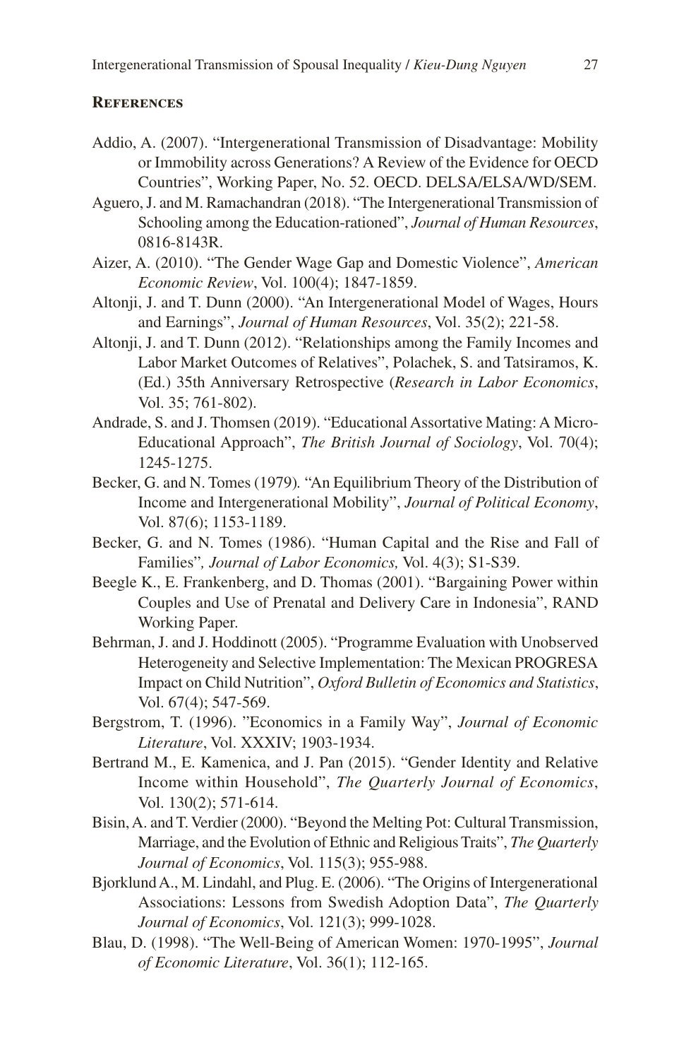## References

Addio, A. (2007). "Intergenerational Transmission of Disadvantage: Mobility or Immobility across Generations? A Review of the Evidence for OECD Countries", Working Paper, No. 52. OECD. DELSA/ELSA/WD/SEM.

Aguero, J. and M. Ramachandran (2018). "The Intergenerational Transmission of Schooling among the Education-rationed", *Journal of Human Resources*, 0816-8143R.

Aizer, A. (2010). "The Gender Wage Gap and Domestic Violence", *American Economic Review*, Vol. 100(4); 1847-1859.

Altonji, J. and T. Dunn (2000). "An Intergenerational Model of Wages, Hours and Earnings", *Journal of Human Resources*, Vol. 35(2); 221-58.

Altonji, J. and T. Dunn (2012). "Relationships among the Family Incomes and Labor Market Outcomes of Relatives", Polachek, S. and Tatsiramos, K. (Ed.) 35th Anniversary Retrospective (*Research in Labor Economics*, Vol. 35; 761-802).

Andrade, S. and J. Thomsen (2019). "Educational Assortative Mating: A Micro-Educational Approach", *The British Journal of Sociology*, Vol. 70(4); 1245-1275.

Becker, G. and N. Tomes (1979). "An Equilibrium Theory of the Distribution of Income and Intergenerational Mobility", *Journal of Political Economy*, Vol. 87(6); 1153-1189.

Becker, G. and N. Tomes (1986). "Human Capital and the Rise and Fall of Families", *Journal of Labor Economics,* Vol. 4(3); S1-S39.

Beegle K., E. Frankenberg, and D. Thomas (2001). "Bargaining Power within Couples and Use of Prenatal and Delivery Care in Indonesia", RAND Working Paper.

Behrman, J. and J. Hoddinott (2005). "Programme Evaluation with Unobserved Heterogeneity and Selective Implementation: The Mexican PROGRESA Impact on Child Nutrition", *Oxford Bulletin of Economics and Statistics*, Vol. 67(4); 547-569.

Bergstrom, T. (1996). "Economics in a Family Way", *Journal of Economic Literature*, Vol. XXXIV; 1903-1934.

Bertrand M., E. Kamenica, and J. Pan (2015). "Gender Identity and Relative Income within Household", *The Quarterly Journal of Economics*, Vol. 130(2); 571-614.

Bisin, A. and T. Verdier (2000). "Beyond the Melting Pot: Cultural Transmission, Marriage, and the Evolution of Ethnic and Religious Traits", *The Quarterly Journal of Economics*, Vol. 115(3); 955-988.

Bjorklund A., M. Lindahl, and Plug. E. (2006). "The Origins of Intergenerational Associations: Lessons from Swedish Adoption Data", *The Quarterly Journal of Economics*, Vol. 121(3); 999-1028.

Blau, D. (1998). "The Well-Being of American Women: 1970-1995", *Journal of Economic Literature*, Vol. 36(1); 112-165.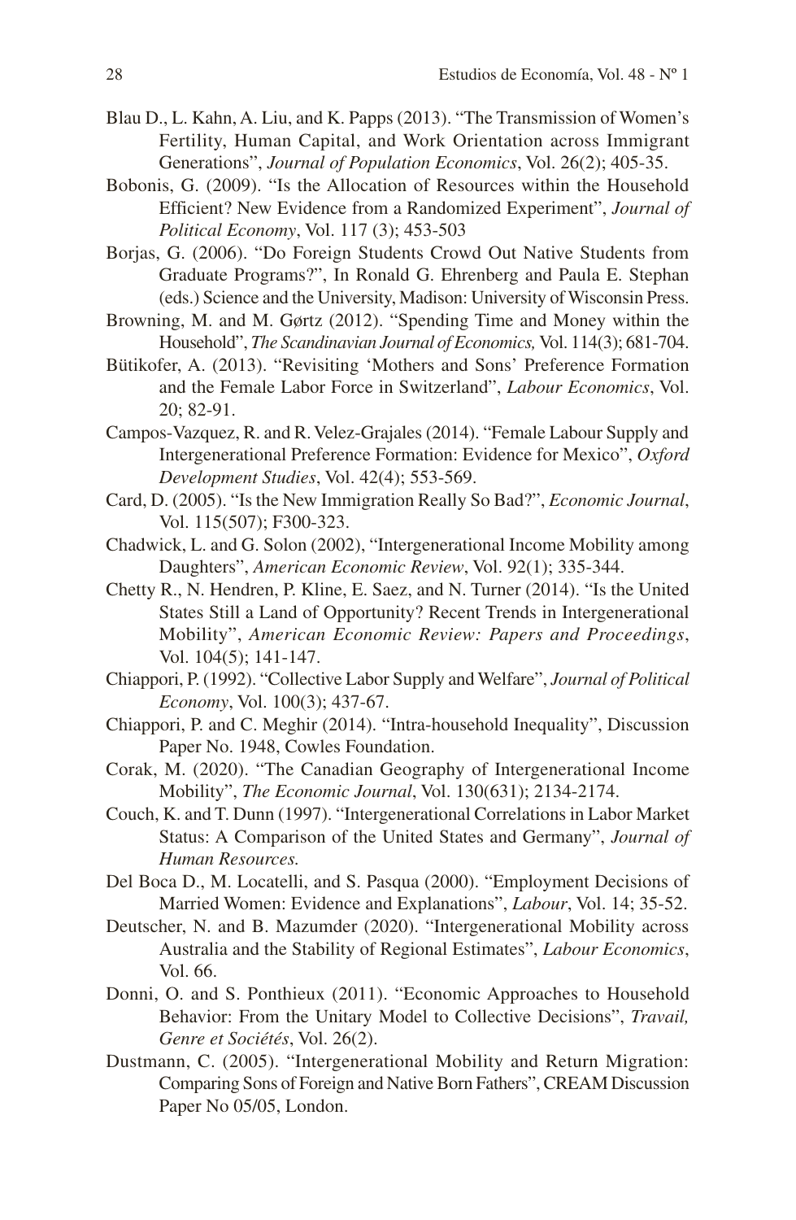Blau D., L. Kahn, A. Liu, and K. Papps (2013). "The Transmission of Women's Fertility, Human Capital, and Work Orientation across Immigrant Generations", *Journal of Population Economics*, Vol. 26(2); 405-35.

Bobonis, G. (2009). "Is the Allocation of Resources within the Household Efficient? New Evidence from a Randomized Experiment", *Journal of Political Economy*, Vol. 117 (3); 453-503

Borjas, G. (2006). "Do Foreign Students Crowd Out Native Students from Graduate Programs?", In Ronald G. Ehrenberg and Paula E. Stephan (eds.) Science and the University, Madison: University of Wisconsin Press.

Browning, M. and M. Gørtz (2012). "Spending Time and Money within the Household", *The Scandinavian Journal of Economics,* Vol. 114(3); 681-704.

Bütikofer, A. (2013). "Revisiting 'Mothers and Sons' Preference Formation and the Female Labor Force in Switzerland", *Labour Economics*, Vol. 20; 82-91.

Campos-Vazquez, R. and R. Velez-Grajales (2014). "Female Labour Supply and Intergenerational Preference Formation: Evidence for Mexico", *Oxford Development Studies*, Vol. 42(4); 553-569.

Card, D. (2005). "Is the New Immigration Really So Bad?", *Economic Journal*, Vol. 115(507); F300-323.

Chadwick, L. and G. Solon (2002), "Intergenerational Income Mobility among Daughters", *American Economic Review*, Vol. 92(1); 335-344.

Chetty R., N. Hendren, P. Kline, E. Saez, and N. Turner (2014). "Is the United States Still a Land of Opportunity? Recent Trends in Intergenerational Mobility", *American Economic Review: Papers and Proceedings*, Vol. 104(5); 141-147.

Chiappori, P. (1992). "Collective Labor Supply and Welfare", *Journal of Political Economy*, Vol. 100(3); 437-67.

Chiappori, P. and C. Meghir (2014). "Intra-household Inequality", Discussion Paper No. 1948, Cowles Foundation.

Corak, M. (2020). "The Canadian Geography of Intergenerational Income Mobility", *The Economic Journal*, Vol. 130(631); 2134-2174.

Couch, K. and T. Dunn (1997). "Intergenerational Correlations in Labor Market Status: A Comparison of the United States and Germany", *Journal of Human Resources.*

Del Boca D., M. Locatelli, and S. Pasqua (2000). "Employment Decisions of Married Women: Evidence and Explanations", *Labour*, Vol. 14; 35-52.

Deutscher, N. and B. Mazumder (2020). "Intergenerational Mobility across Australia and the Stability of Regional Estimates", *Labour Economics*, Vol. 66.

Donni, O. and S. Ponthieux (2011). "Economic Approaches to Household Behavior: From the Unitary Model to Collective Decisions", *Travail, Genre et Sociétés*, Vol. 26(2).

Dustmann, C. (2005). "Intergenerational Mobility and Return Migration: Comparing Sons of Foreign and Native Born Fathers", CREAM Discussion Paper No 05/05, London.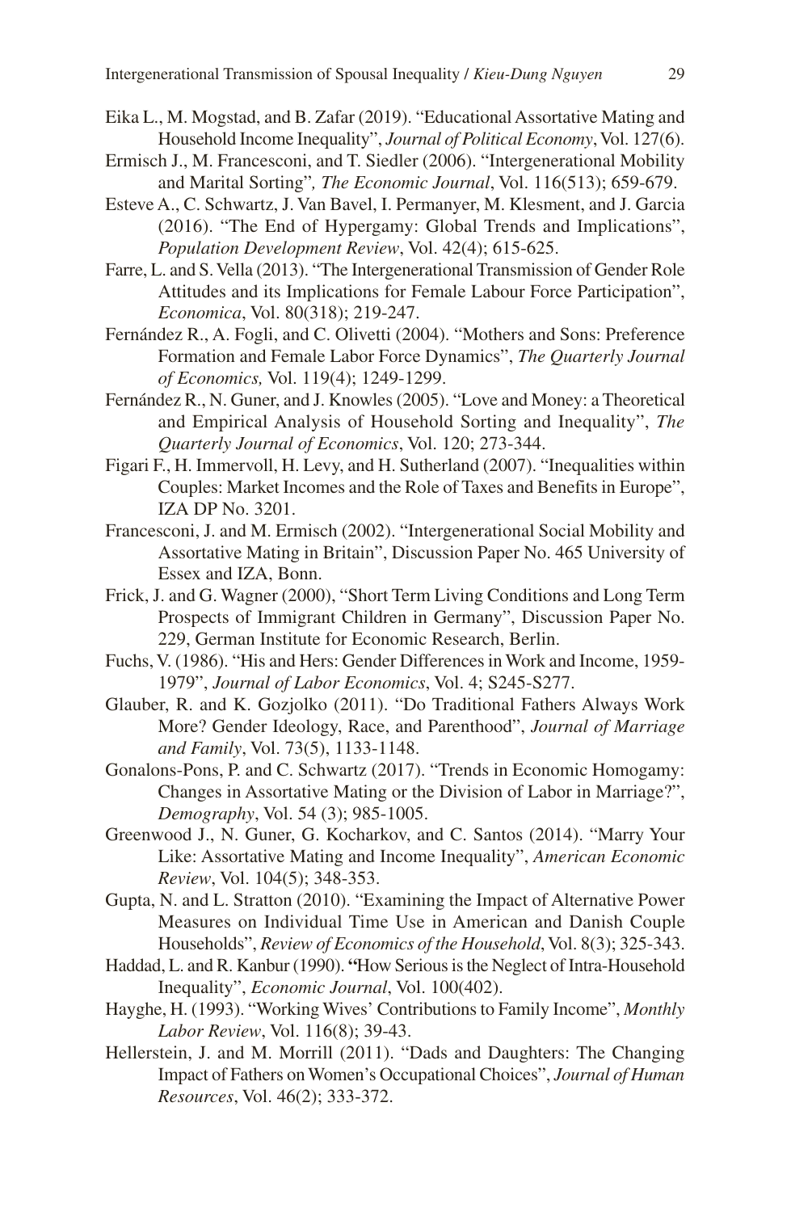Eika L., M. Mogstad, and B. Zafar (2019). "Educational Assortative Mating and Household Income Inequality", *Journal of Political Economy*, Vol. 127(6).

Ermisch J., M. Francesconi, and T. Siedler (2006). "Intergenerational Mobility and Marital Sorting"*, The Economic Journal*, Vol. 116(513); 659-679.

Esteve A., C. Schwartz, J. Van Bavel, I. Permanyer, M. Klesment, and J. Garcia (2016). "The End of Hypergamy: Global Trends and Implications", *Population Development Review*, Vol. 42(4); 615-625.

Farre, L. and S. Vella (2013). "The Intergenerational Transmission of Gender Role Attitudes and its Implications for Female Labour Force Participation", *Economica*, Vol. 80(318); 219-247.

Fernández R., A. Fogli, and C. Olivetti (2004). "Mothers and Sons: Preference Formation and Female Labor Force Dynamics", *The Quarterly Journal of Economics,* Vol. 119(4); 1249-1299.

Fernández R., N. Guner, and J. Knowles (2005). "Love and Money: a Theoretical and Empirical Analysis of Household Sorting and Inequality", *The Quarterly Journal of Economics*, Vol. 120; 273-344.

Figari F., H. Immervoll, H. Levy, and H. Sutherland (2007). "Inequalities within Couples: Market Incomes and the Role of Taxes and Benefits in Europe", IZA DP No. 3201.

Francesconi, J. and M. Ermisch (2002). "Intergenerational Social Mobility and Assortative Mating in Britain", Discussion Paper No. 465 University of Essex and IZA, Bonn.

Frick, J. and G. Wagner (2000), "Short Term Living Conditions and Long Term Prospects of Immigrant Children in Germany", Discussion Paper No. 229, German Institute for Economic Research, Berlin.

Fuchs, V. (1986). "His and Hers: Gender Differences in Work and Income, 1959-1979", *Journal of Labor Economics*, Vol. 4; S245-S277.

Glauber, R. and K. Gozjolko (2011). "Do Traditional Fathers Always Work More? Gender Ideology, Race, and Parenthood", *Journal of Marriage and Family*, Vol. 73(5), 1133-1148.

Gonalons-Pons, P. and C. Schwartz (2017). "Trends in Economic Homogamy: Changes in Assortative Mating or the Division of Labor in Marriage?", *Demography*, Vol. 54 (3); 985-1005.

Greenwood J., N. Guner, G. Kocharkov, and C. Santos (2014). "Marry Your Like: Assortative Mating and Income Inequality", *American Economic Review*, Vol. 104(5); 348-353.

Gupta, N. and L. Stratton (2010). "Examining the Impact of Alternative Power Measures on Individual Time Use in American and Danish Couple Households", *Review of Economics of the Household*, Vol. 8(3); 325-343.

Haddad, L. and R. Kanbur (1990). "How Serious is the Neglect of Intra-Household Inequality", *Economic Journal*, Vol. 100(402).

Hayghe, H. (1993). "Working Wives' Contributions to Family Income", *Monthly Labor Review*, Vol. 116(8); 39-43.

Hellerstein, J. and M. Morrill (2011). "Dads and Daughters: The Changing Impact of Fathers on Women's Occupational Choices", *Journal of Human Resources*, Vol. 46(2); 333-372.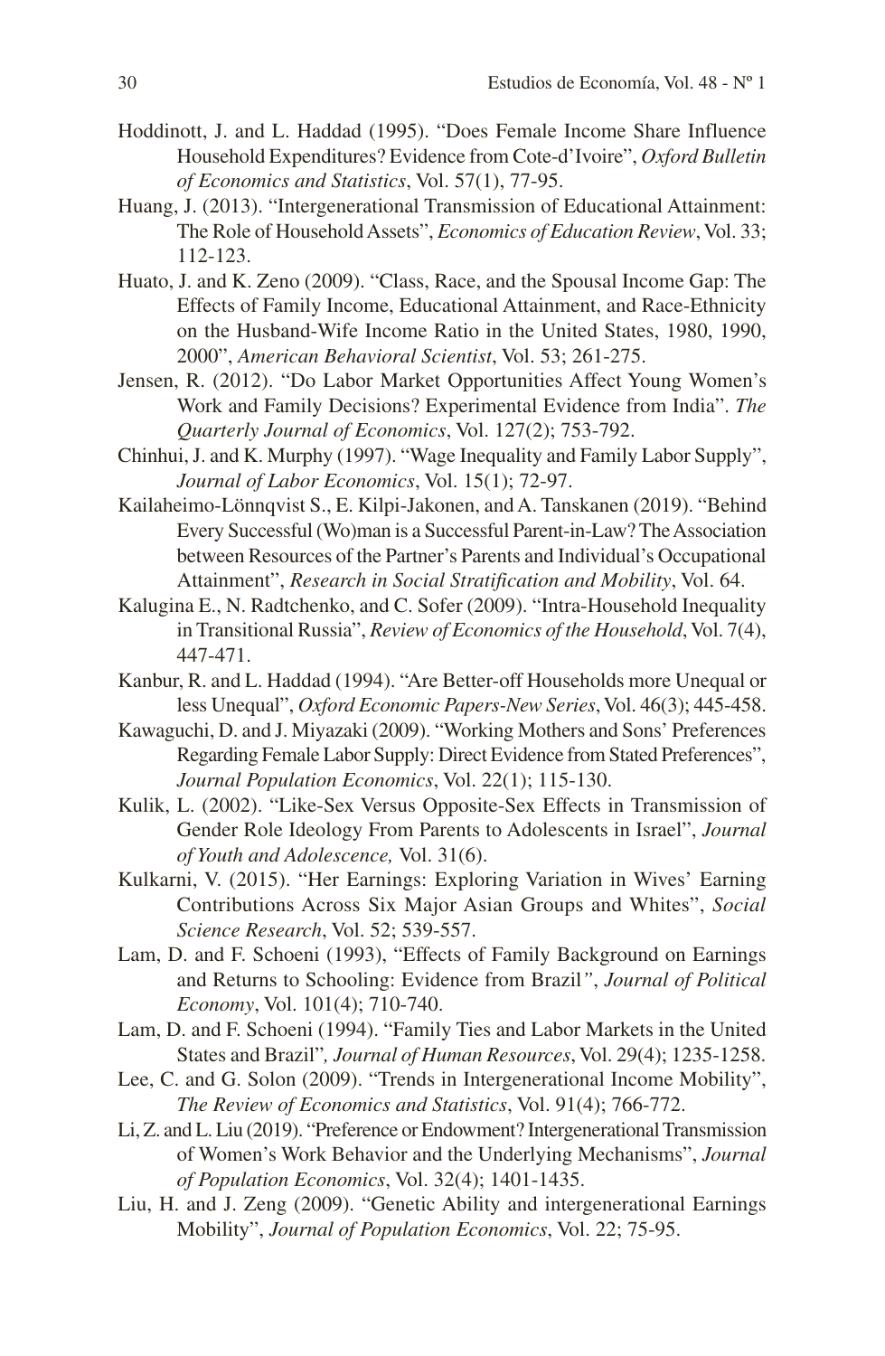Hoddinott, J. and L. Haddad (1995). "Does Female Income Share Influence Household Expenditures? Evidence from Cote-d'Ivoire", *Oxford Bulletin of Economics and Statistics*, Vol. 57(1), 77-95.

Huang, J. (2013). "Intergenerational Transmission of Educational Attainment: The Role of Household Assets", *Economics of Education Review*, Vol. 33; 112-123.

Huato, J. and K. Zeno (2009). "Class, Race, and the Spousal Income Gap: The Effects of Family Income, Educational Attainment, and Race-Ethnicity on the Husband-Wife Income Ratio in the United States, 1980, 1990, 2000", *American Behavioral Scientist*, Vol. 53; 261-275.

Jensen, R. (2012). "Do Labor Market Opportunities Affect Young Women's Work and Family Decisions? Experimental Evidence from India". *The Quarterly Journal of Economics*, Vol. 127(2); 753-792.

Chinhui, J. and K. Murphy (1997). "Wage Inequality and Family Labor Supply", *Journal of Labor Economics*, Vol. 15(1); 72-97.

Kailaheimo-Lönnqvist S., E. Kilpi-Jakonen, and A. Tanskanen (2019). "Behind Every Successful (Wo)man is a Successful Parent-in-Law? The Association between Resources of the Partner's Parents and Individual's Occupational Attainment", *Research in Social Stratification and Mobility*, Vol. 64.

Kalugina E., N. Radtchenko, and C. Sofer (2009). "Intra-Household Inequality in Transitional Russia", *Review of Economics of the Household*, Vol. 7(4), 447-471.

Kanbur, R. and L. Haddad (1994). "Are Better-off Households more Unequal or less Unequal", *Oxford Economic Papers-New Series*, Vol. 46(3); 445-458.

Kawaguchi, D. and J. Miyazaki (2009). "Working Mothers and Sons' Preferences Regarding Female Labor Supply: Direct Evidence from Stated Preferences", *Journal Population Economics*, Vol. 22(1); 115-130.

Kulik, L. (2002). "Like-Sex Versus Opposite-Sex Effects in Transmission of Gender Role Ideology From Parents to Adolescents in Israel", *Journal of Youth and Adolescence,* Vol. 31(6).

Kulkarni, V. (2015). "Her Earnings: Exploring Variation in Wives' Earning Contributions Across Six Major Asian Groups and Whites", *Social Science Research*, Vol. 52; 539-557.

Lam, D. and F. Schoeni (1993), "Effects of Family Background on Earnings and Returns to Schooling: Evidence from Brazil", *Journal of Political Economy*, Vol. 101(4); 710-740.

Lam, D. and F. Schoeni (1994). "Family Ties and Labor Markets in the United States and Brazil", *Journal of Human Resources*, Vol. 29(4); 1235-1258.

Lee, C. and G. Solon (2009). "Trends in Intergenerational Income Mobility", *The Review of Economics and Statistics*, Vol. 91(4); 766-772.

Li, Z. and L. Liu (2019). "Preference or Endowment? Intergenerational Transmission of Women's Work Behavior and the Underlying Mechanisms", *Journal of Population Economics*, Vol. 32(4); 1401-1435.

Liu, H. and J. Zeng (2009). "Genetic Ability and intergenerational Earnings Mobility", *Journal of Population Economics*, Vol. 22; 75-95.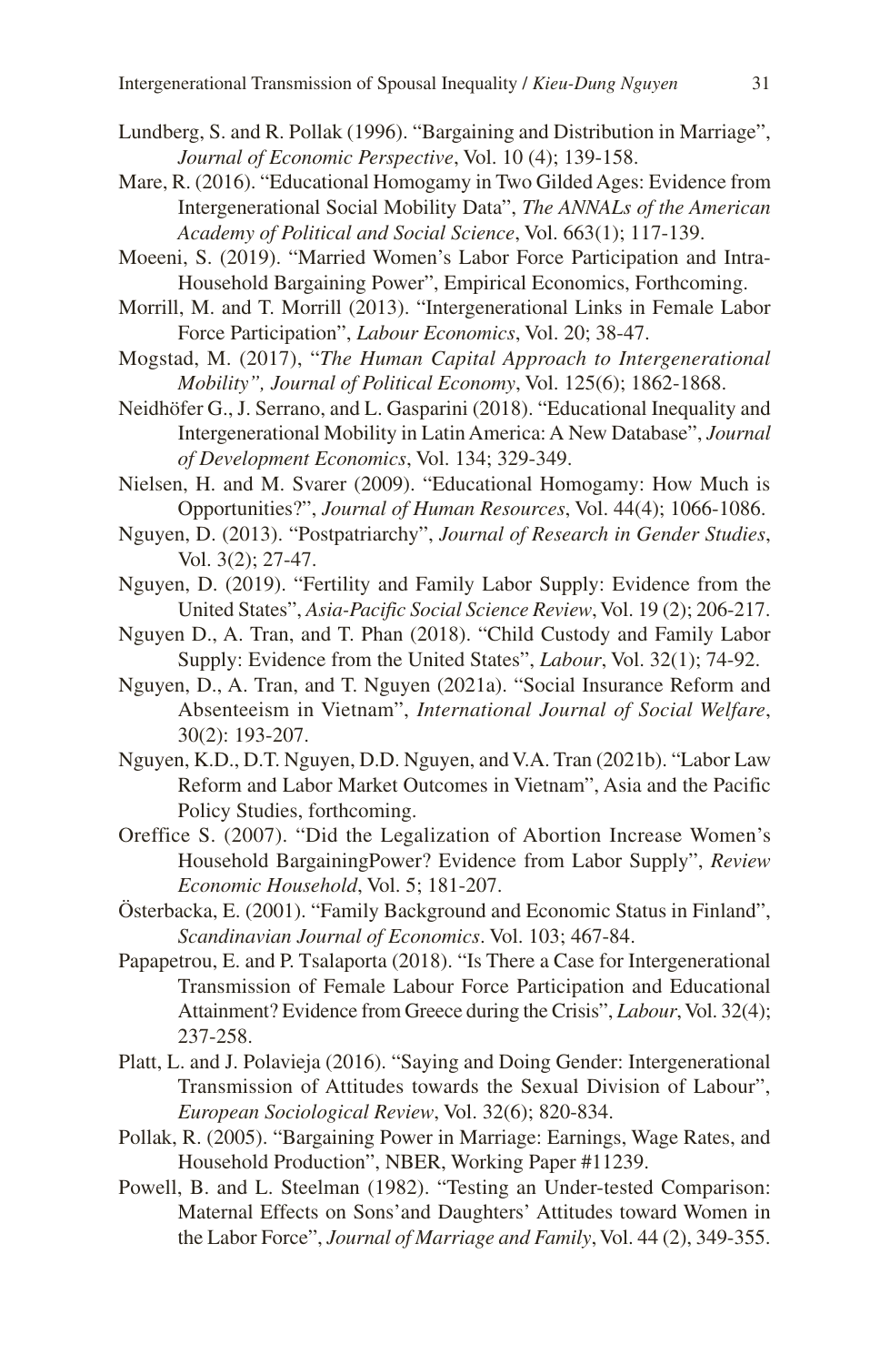Lundberg, S. and R. Pollak (1996). "Bargaining and Distribution in Marriage", *Journal of Economic Perspective*, Vol. 10 (4); 139-158.

Mare, R. (2016). "Educational Homogamy in Two Gilded Ages: Evidence from Intergenerational Social Mobility Data", *The ANNALs of the American Academy of Political and Social Science*, Vol. 663(1); 117-139.

Moeeni, S. (2019). "Married Women's Labor Force Participation and Intra-Household Bargaining Power", Empirical Economics, Forthcoming.

Morrill, M. and T. Morrill (2013). "Intergenerational Links in Female Labor Force Participation", *Labour Economics*, Vol. 20; 38-47.

Mogstad, M. (2017), "*The Human Capital Approach to Intergenerational Mobility", Journal of Political Economy*, Vol. 125(6); 1862-1868.

Neidhöfer G., J. Serrano, and L. Gasparini (2018). "Educational Inequality and Intergenerational Mobility in Latin America: A New Database", *Journal of Development Economics*, Vol. 134; 329-349.

Nielsen, H. and M. Svarer (2009). "Educational Homogamy: How Much is Opportunities?", *Journal of Human Resources*, Vol. 44(4); 1066-1086.

Nguyen, D. (2013). "Postpatriarchy", *Journal of Research in Gender Studies*, Vol. 3(2); 27-47.

Nguyen, D. (2019). "Fertility and Family Labor Supply: Evidence from the United States", *Asia-Pacific Social Science Review*, Vol. 19 (2); 206-217.

Nguyen D., A. Tran, and T. Phan (2018). "Child Custody and Family Labor Supply: Evidence from the United States", *Labour*, Vol. 32(1); 74-92.

Nguyen, D., A. Tran, and T. Nguyen (2021a). "Social Insurance Reform and Absenteeism in Vietnam", *International Journal of Social Welfare*, 30(2): 193-207.

Nguyen, K.D., D.T. Nguyen, D.D. Nguyen, and V.A. Tran (2021b). "Labor Law Reform and Labor Market Outcomes in Vietnam", Asia and the Pacific Policy Studies, forthcoming.

Oreffice S. (2007). "Did the Legalization of Abortion Increase Women's Household BargainingPower? Evidence from Labor Supply", *Review Economic Household*, Vol. 5; 181-207.

Österbacka, E. (2001). "Family Background and Economic Status in Finland", *Scandinavian Journal of Economics*. Vol. 103; 467-84.

Papapetrou, E. and P. Tsalaporta (2018). "Is There a Case for Intergenerational Transmission of Female Labour Force Participation and Educational Attainment? Evidence from Greece during the Crisis", *Labour*, Vol. 32(4); 237-258.

Platt, L. and J. Polavieja (2016). "Saying and Doing Gender: Intergenerational Transmission of Attitudes towards the Sexual Division of Labour", *European Sociological Review*, Vol. 32(6); 820-834.

Pollak, R. (2005). "Bargaining Power in Marriage: Earnings, Wage Rates, and Household Production", NBER, Working Paper #11239.

Powell, B. and L. Steelman (1982). "Testing an Under-tested Comparison: Maternal Effects on Sons'and Daughters' Attitudes toward Women in the Labor Force", *Journal of Marriage and Family*, Vol. 44 (2), 349-355.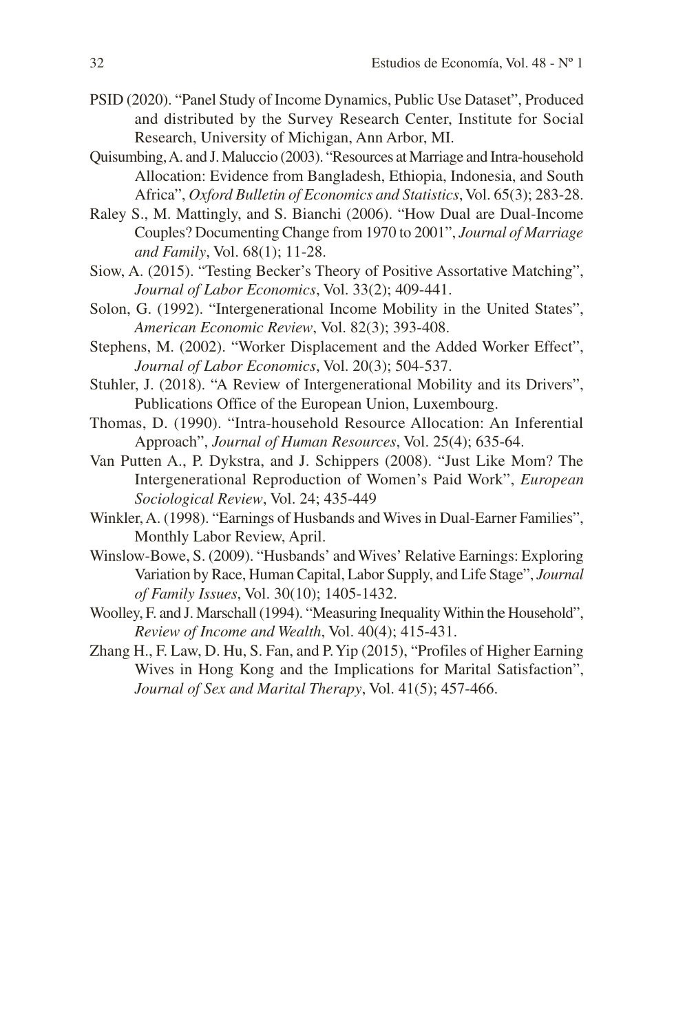PSID (2020). "Panel Study of Income Dynamics, Public Use Dataset", Produced and distributed by the Survey Research Center, Institute for Social Research, University of Michigan, Ann Arbor, MI.

Quisumbing, A. and J. Maluccio (2003). "Resources at Marriage and Intra-household Allocation: Evidence from Bangladesh, Ethiopia, Indonesia, and South Africa", *Oxford Bulletin of Economics and Statistics*, Vol. 65(3); 283-28.

Raley S., M. Mattingly, and S. Bianchi (2006). "How Dual are Dual-Income Couples? Documenting Change from 1970 to 2001", *Journal of Marriage and Family*, Vol. 68(1); 11-28.

Siow, A. (2015). "Testing Becker's Theory of Positive Assortative Matching", *Journal of Labor Economics*, Vol. 33(2); 409-441.

Solon, G. (1992). "Intergenerational Income Mobility in the United States", *American Economic Review*, Vol. 82(3); 393-408.

Stephens, M. (2002). "Worker Displacement and the Added Worker Effect", *Journal of Labor Economics*, Vol. 20(3); 504-537.

Stuhler, J. (2018). "A Review of Intergenerational Mobility and its Drivers", Publications Office of the European Union, Luxembourg.

Thomas, D. (1990). "Intra-household Resource Allocation: An Inferential Approach", *Journal of Human Resources*, Vol. 25(4); 635-64.

Van Putten A., P. Dykstra, and J. Schippers (2008). "Just Like Mom? The Intergenerational Reproduction of Women's Paid Work", *European Sociological Review*, Vol. 24; 435-449

Winkler, A. (1998). "Earnings of Husbands and Wives in Dual-Earner Families", Monthly Labor Review, April.

Winslow-Bowe, S. (2009). "Husbands' and Wives' Relative Earnings: Exploring Variation by Race, Human Capital, Labor Supply, and Life Stage", *Journal of Family Issues*, Vol. 30(10); 1405-1432.

Woolley, F. and J. Marschall (1994). "Measuring Inequality Within the Household", *Review of Income and Wealth*, Vol. 40(4); 415-431.

Zhang H., F. Law, D. Hu, S. Fan, and P. Yip (2015), "Profiles of Higher Earning Wives in Hong Kong and the Implications for Marital Satisfaction", *Journal of Sex and Marital Therapy*, Vol. 41(5); 457-466.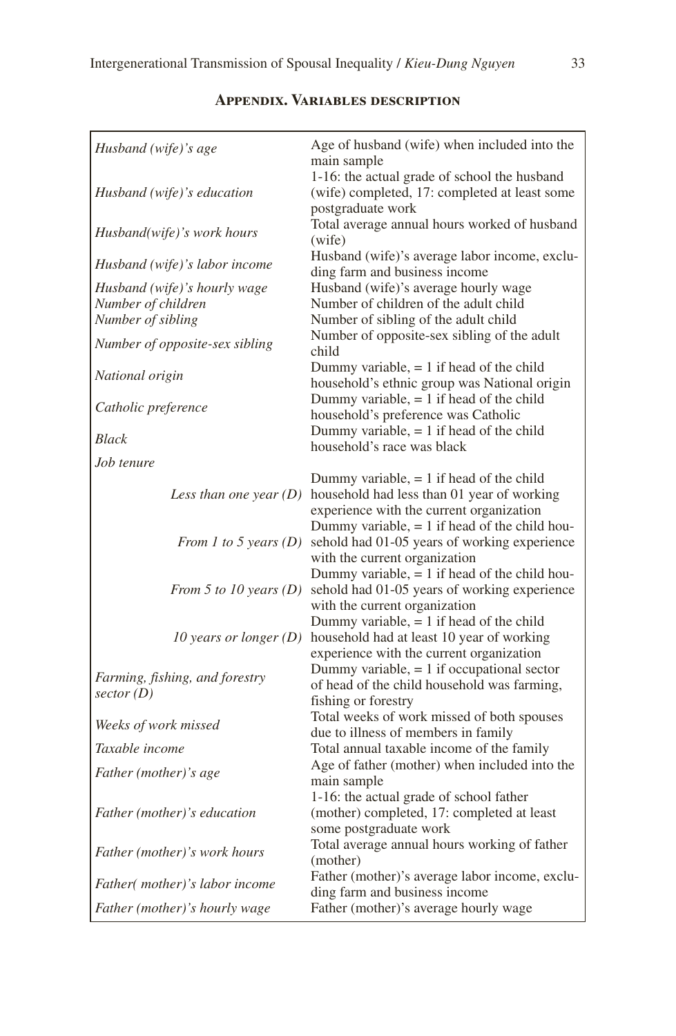## **Appendix. Variables description**

| | |
|---|---|
| *Husband (wife)'s age* | Age of husband (wife) when included into the main sample |
| *Husband (wife)'s education* | 1-16: the actual grade of school the husband (wife) completed, 17: completed at least some postgraduate work |
| *Husband(wife)'s work hours* | Total average annual hours worked of husband (wife) |
| *Husband (wife)'s labor income* | Husband (wife)'s average labor income, excluding farm and business income |
| *Husband (wife)'s hourly wage* | Husband (wife)'s average hourly wage |
| *Number of children* | Number of children of the adult child |
| *Number of sibling* | Number of sibling of the adult child |
| *Number of opposite-sex sibling* | Number of opposite-sex sibling of the adult child |
| *National origin* | Dummy variable, = 1 if head of the child household's ethnic group was National origin |
| *Catholic preference* | Dummy variable, = 1 if head of the child household's preference was Catholic |
| *Black* | Dummy variable, = 1 if head of the child household's race was black |
| *Job tenure* | |
| *Less than one year (D)* | Dummy variable, = 1 if head of the child household had less than 01 year of working experience with the current organization |
| *From 1 to 5 years (D)* | Dummy variable, = 1 if head of the child household had 01-05 years of working experience with the current organization |
| *From 5 to 10 years (D)* | Dummy variable, = 1 if head of the child household had 01-05 years of working experience with the current organization |
| *10 years or longer (D)* | Dummy variable, = 1 if head of the child household had at least 10 year of working experience with the current organization |
| *Farming, fishing, and forestry sector (D)* | Dummy variable, = 1 if occupational sector of head of the child household was farming, fishing or forestry |
| *Weeks of work missed* | Total weeks of work missed of both spouses due to illness of members in family |
| *Taxable income* | Total annual taxable income of the family |
| *Father (mother)'s age* | Age of father (mother) when included into the main sample |
| *Father (mother)'s education* | 1-16: the actual grade of school father (mother) completed, 17: completed at least some postgraduate work |
| *Father (mother)'s work hours* | Total average annual hours working of father (mother) |
| *Father( mother)'s labor income* | Father (mother)'s average labor income, excluding farm and business income |
| *Father (mother)'s hourly wage* | Father (mother)'s average hourly wage |